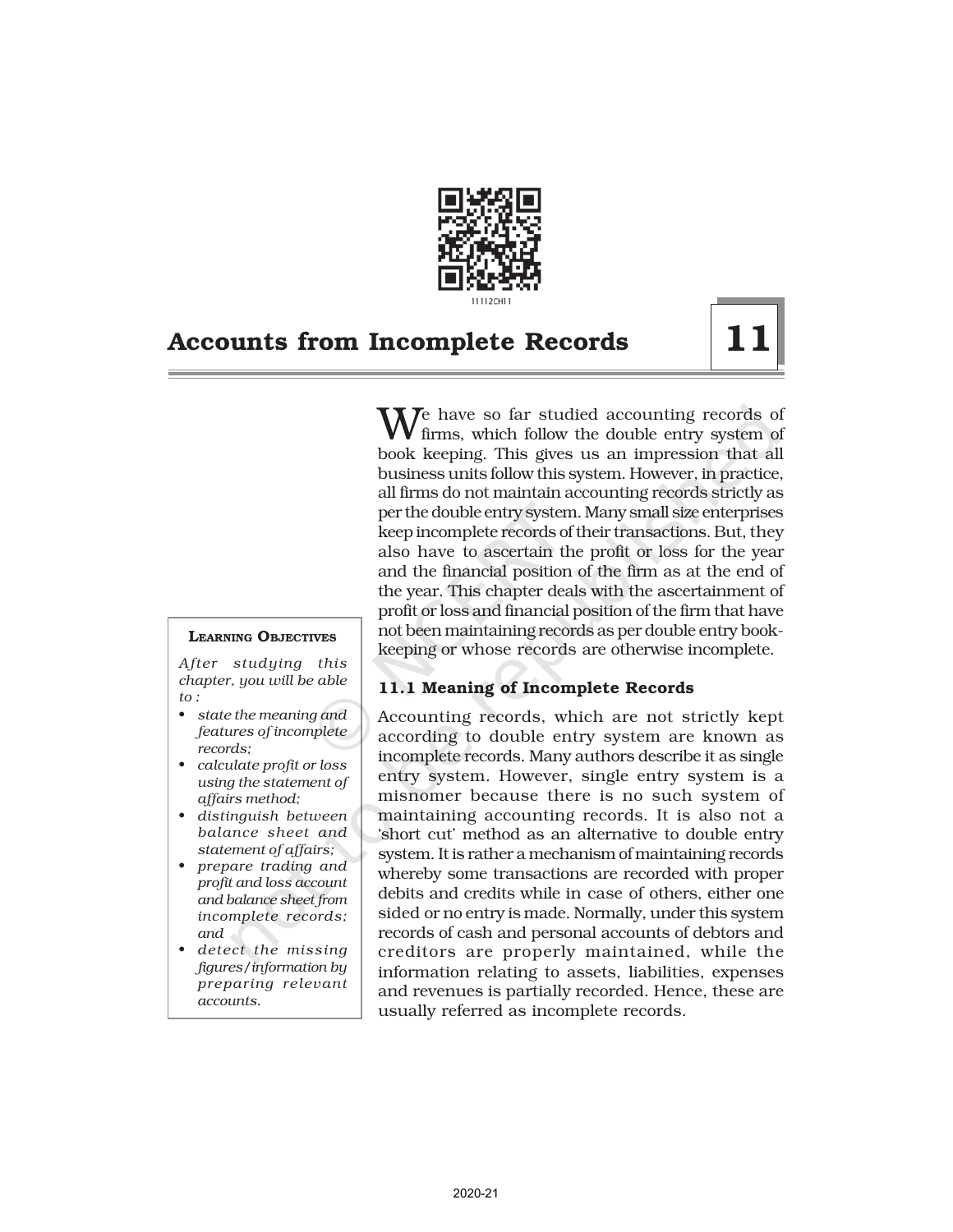# Accounts from Incomplete Records

**11**

**Learning Objectives**

*After studying this chapter, you will be able to :*

- *state the meaning and features of incomplete records;*
- *calculate profit or loss using the statement of affairs method;*
- *distinguish between balance sheet and statement of affairs;*
- *prepare trading and profit and loss account and balance sheet from incomplete records; and*
- *detect the missing figures/information by preparing relevant accounts.*

We have so far studied accounting records of firms, which follow the double entry system of book keeping. This gives us an impression that all business units follow this system. However, in practice, all firms do not maintain accounting records strictly as per the double entry system. Many small size enterprises keep incomplete records of their transactions. But, they also have to ascertain the profit or loss for the year and the financial position of the firm as at the end of the year. This chapter deals with the ascertainment of profit or loss and financial position of the firm that have not been maintaining records as per double entry book-keeping or whose records are otherwise incomplete.

## 11.1 Meaning of Incomplete Records

Accounting records, which are not strictly kept according to double entry system are known as incomplete records. Many authors describe it as single entry system. However, single entry system is a misnomer because there is no such system of maintaining accounting records. It is also not a 'short cut' method as an alternative to double entry system. It is rather a mechanism of maintaining records whereby some transactions are recorded with proper debits and credits while in case of others, either one sided or no entry is made. Normally, under this system records of cash and personal accounts of debtors and creditors are properly maintained, while the information relating to assets, liabilities, expenses and revenues is partially recorded. Hence, these are usually referred as incomplete records.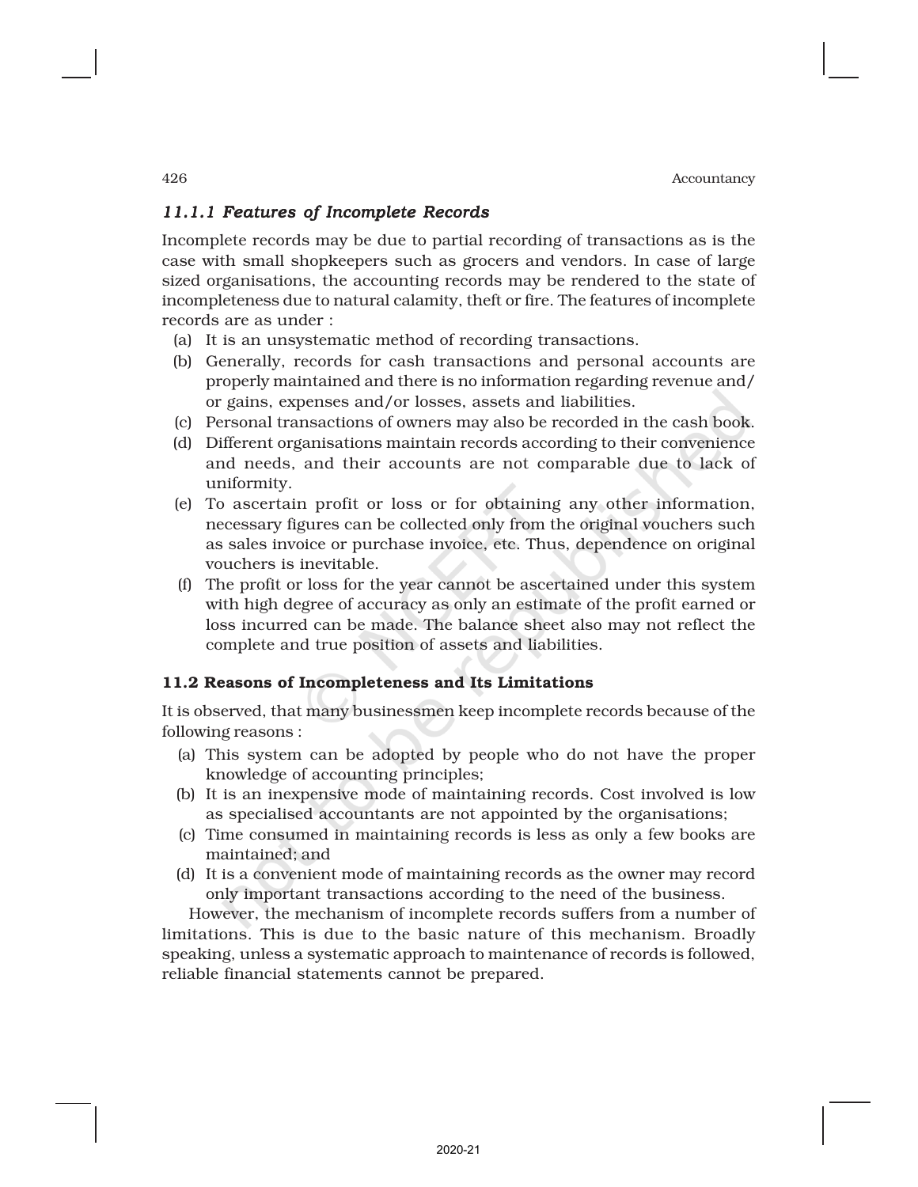### *11.1.1 Features of Incomplete Records*

Incomplete records may be due to partial recording of transactions as is the case with small shopkeepers such as grocers and vendors. In case of large sized organisations, the accounting records may be rendered to the state of incompleteness due to natural calamity, theft or fire. The features of incomplete records are as under :

(a) It is an unsystematic method of recording transactions.

(b) Generally, records for cash transactions and personal accounts are properly maintained and there is no information regarding revenue and/ or gains, expenses and/or losses, assets and liabilities.

(c) Personal transactions of owners may also be recorded in the cash book.

(d) Different organisations maintain records according to their convenience and needs, and their accounts are not comparable due to lack of uniformity.

(e) To ascertain profit or loss or for obtaining any other information, necessary figures can be collected only from the original vouchers such as sales invoice or purchase invoice, etc. Thus, dependence on original vouchers is inevitable.

(f) The profit or loss for the year cannot be ascertained under this system with high degree of accuracy as only an estimate of the profit earned or loss incurred can be made. The balance sheet also may not reflect the complete and true position of assets and liabilities.

## 11.2 Reasons of Incompleteness and Its Limitations

It is observed, that many businessmen keep incomplete records because of the following reasons :

(a) This system can be adopted by people who do not have the proper knowledge of accounting principles;

(b) It is an inexpensive mode of maintaining records. Cost involved is low as specialised accountants are not appointed by the organisations;

(c) Time consumed in maintaining records is less as only a few books are maintained; and

(d) It is a convenient mode of maintaining records as the owner may record only important transactions according to the need of the business.

However, the mechanism of incomplete records suffers from a number of limitations. This is due to the basic nature of this mechanism. Broadly speaking, unless a systematic approach to maintenance of records is followed, reliable financial statements cannot be prepared.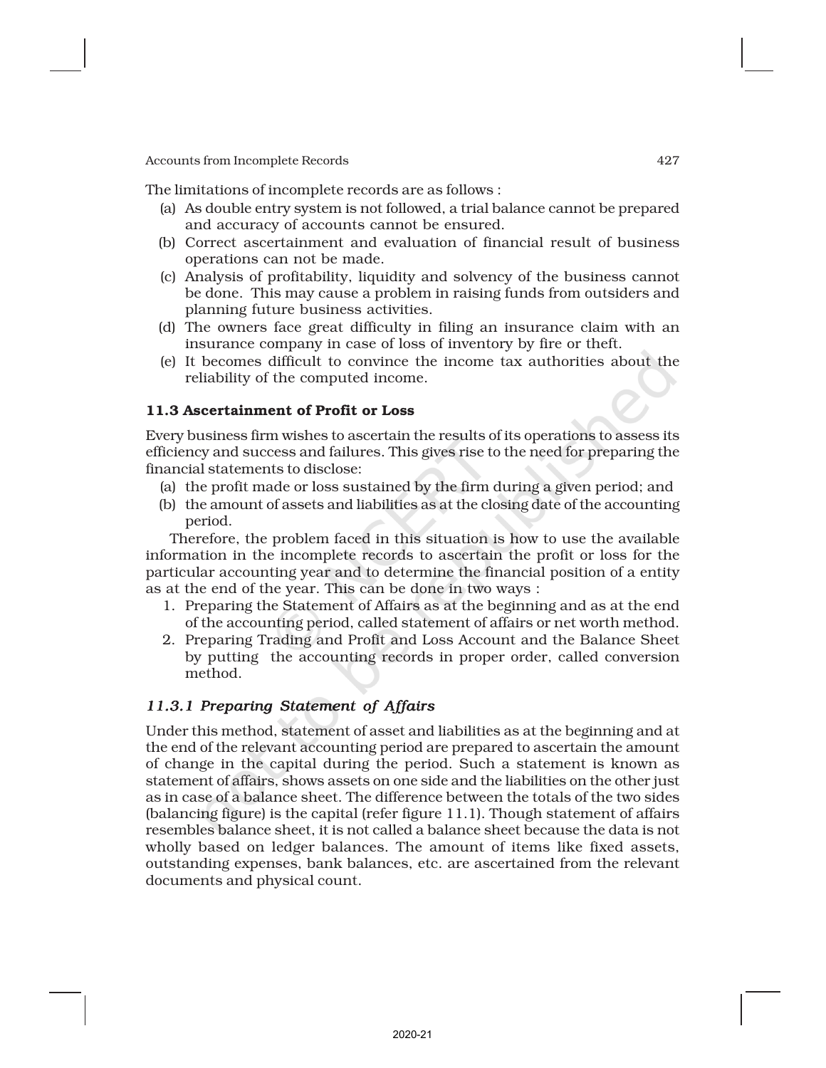The limitations of incomplete records are as follows :

(a) As double entry system is not followed, a trial balance cannot be prepared and accuracy of accounts cannot be ensured.

(b) Correct ascertainment and evaluation of financial result of business operations can not be made.

(c) Analysis of profitability, liquidity and solvency of the business cannot be done. This may cause a problem in raising funds from outsiders and planning future business activities.

(d) The owners face great difficulty in filing an insurance claim with an insurance company in case of loss of inventory by fire or theft.

(e) It becomes difficult to convince the income tax authorities about the reliability of the computed income.

### 11.3 Ascertainment of Profit or Loss

Every business firm wishes to ascertain the results of its operations to assess its efficiency and success and failures. This gives rise to the need for preparing the financial statements to disclose:

(a) the profit made or loss sustained by the firm during a given period; and

(b) the amount of assets and liabilities as at the closing date of the accounting period.

Therefore, the problem faced in this situation is how to use the available information in the incomplete records to ascertain the profit or loss for the particular accounting year and to determine the financial position of a entity as at the end of the year. This can be done in two ways :

1. Preparing the Statement of Affairs as at the beginning and as at the end of the accounting period, called statement of affairs or net worth method.
2. Preparing Trading and Profit and Loss Account and the Balance Sheet by putting the accounting records in proper order, called conversion method.

#### *11.3.1 Preparing Statement of Affairs*

Under this method, statement of asset and liabilities as at the beginning and at the end of the relevant accounting period are prepared to ascertain the amount of change in the capital during the period. Such a statement is known as statement of affairs, shows assets on one side and the liabilities on the other just as in case of a balance sheet. The difference between the totals of the two sides (balancing figure) is the capital (refer figure 11.1). Though statement of affairs resembles balance sheet, it is not called a balance sheet because the data is not wholly based on ledger balances. The amount of items like fixed assets, outstanding expenses, bank balances, etc. are ascertained from the relevant documents and physical count.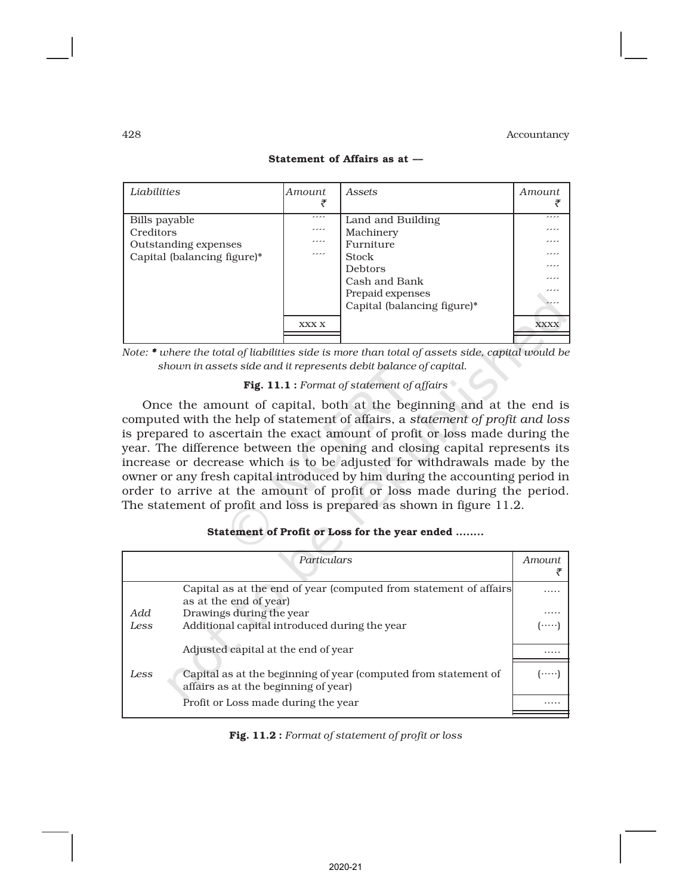**Statement of Affairs as at —**

| *Liabilities* | *Amount* ₹ | *Assets* | *Amount* ₹ |
|---|---|---|---|
| Bills payable | .... | Land and Building | .... |
| Creditors | .... | Machinery | .... |
| Outstanding expenses | .... | Furniture | .... |
| Capital (balancing figure)* | .... | Stock | .... |
| | | Debtors | .... |
| | | Cash and Bank | .... |
| | | Prepaid expenses | .... |
| | | Capital (balancing figure)* | .... |
| | xxx x | | xxxx |

*Note: * where the total of liabilities side is more than total of assets side, capital would be shown in assets side and it represents debit balance of capital.*

**Fig. 11.1 :** *Format of statement of affairs*

Once the amount of capital, both at the beginning and at the end is computed with the help of statement of affairs, a *statement of profit and loss* is prepared to ascertain the exact amount of profit or loss made during the year. The difference between the opening and closing capital represents its increase or decrease which is to be adjusted for withdrawals made by the owner or any fresh capital introduced by him during the accounting period in order to arrive at the amount of profit or loss made during the period. The statement of profit and loss is prepared as shown in figure 11.2.

**Statement of Profit or Loss for the year ended ........**

| | *Particulars* | *Amount* ₹ |
|---|---|---|
| | Capital as at the end of year (computed from statement of affairs as at the end of year) | ..... |
| *Add* | Drawings during the year | ..... |
| *Less* | Additional capital introduced during the year | (.....) |
| | Adjusted capital at the end of year | ..... |
| *Less* | Capital as at the beginning of year (computed from statement of affairs as at the beginning of year) | (.....) |
| | Profit or Loss made during the year | ..... |

**Fig. 11.2 :** *Format of statement of profit or loss*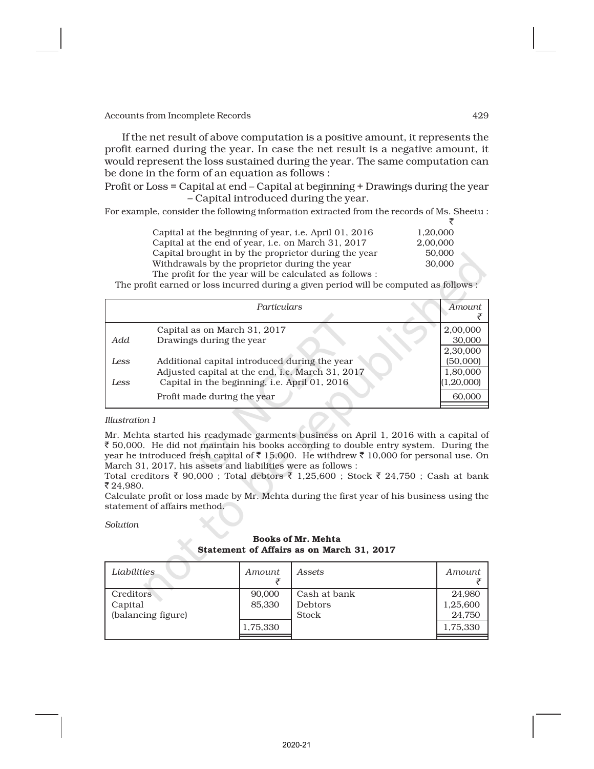If the net result of above computation is a positive amount, it represents the profit earned during the year. In case the net result is a negative amount, it would represent the loss sustained during the year. The same computation can be done in the form of an equation as follows :

Profit or Loss = Capital at end – Capital at beginning + Drawings during the year – Capital introduced during the year.

For example, consider the following information extracted from the records of Ms. Sheetu :

| | ₹ |
|---|---|
| Capital at the beginning of year, i.e. April 01, 2016 | 1,20,000 |
| Capital at the end of year, i.e. on March 31, 2017 | 2,00,000 |
| Capital brought in by the proprietor during the year | 50,000 |
| Withdrawals by the proprietor during the year | 30,000 |

The profit for the year will be calculated as follows :

The profit earned or loss incurred during a given period will be computed as follows :

| | Particulars | Amount ₹ |
|---|---|---|
| | Capital as on March 31, 2017 | 2,00,000 |
| *Add* | Drawings during the year | 30,000 |
| | | 2,30,000 |
| *Less* | Additional capital introduced during the year | (50,000) |
| | Adjusted capital at the end, i.e. March 31, 2017 | 1,80,000 |
| *Less* | Capital in the beginning, i.e. April 01, 2016 | (1,20,000) |
| | Profit made during the year | 60,000 |

*Illustration 1*

Mr. Mehta started his readymade garments business on April 1, 2016 with a capital of ₹ 50,000. He did not maintain his books according to double entry system. During the year he introduced fresh capital of ₹ 15,000. He withdrew ₹ 10,000 for personal use. On March 31, 2017, his assets and liabilities were as follows :

Total creditors ₹ 90,000 ; Total debtors ₹ 1,25,600 ; Stock ₹ 24,750 ; Cash at bank ₹ 24,980.

Calculate profit or loss made by Mr. Mehta during the first year of his business using the statement of affairs method.

*Solution*

**Books of Mr. Mehta**
**Statement of Affairs as on March 31, 2017**

| *Liabilities* | *Amount* ₹ | *Assets* | *Amount* ₹ |
|---|---|---|---|
| Creditors | 90,000 | Cash at bank | 24,980 |
| Capital (balancing figure) | 85,330 | Debtors | 1,25,600 |
| | | Stock | 24,750 |
| | 1,75,330 | | 1,75,330 |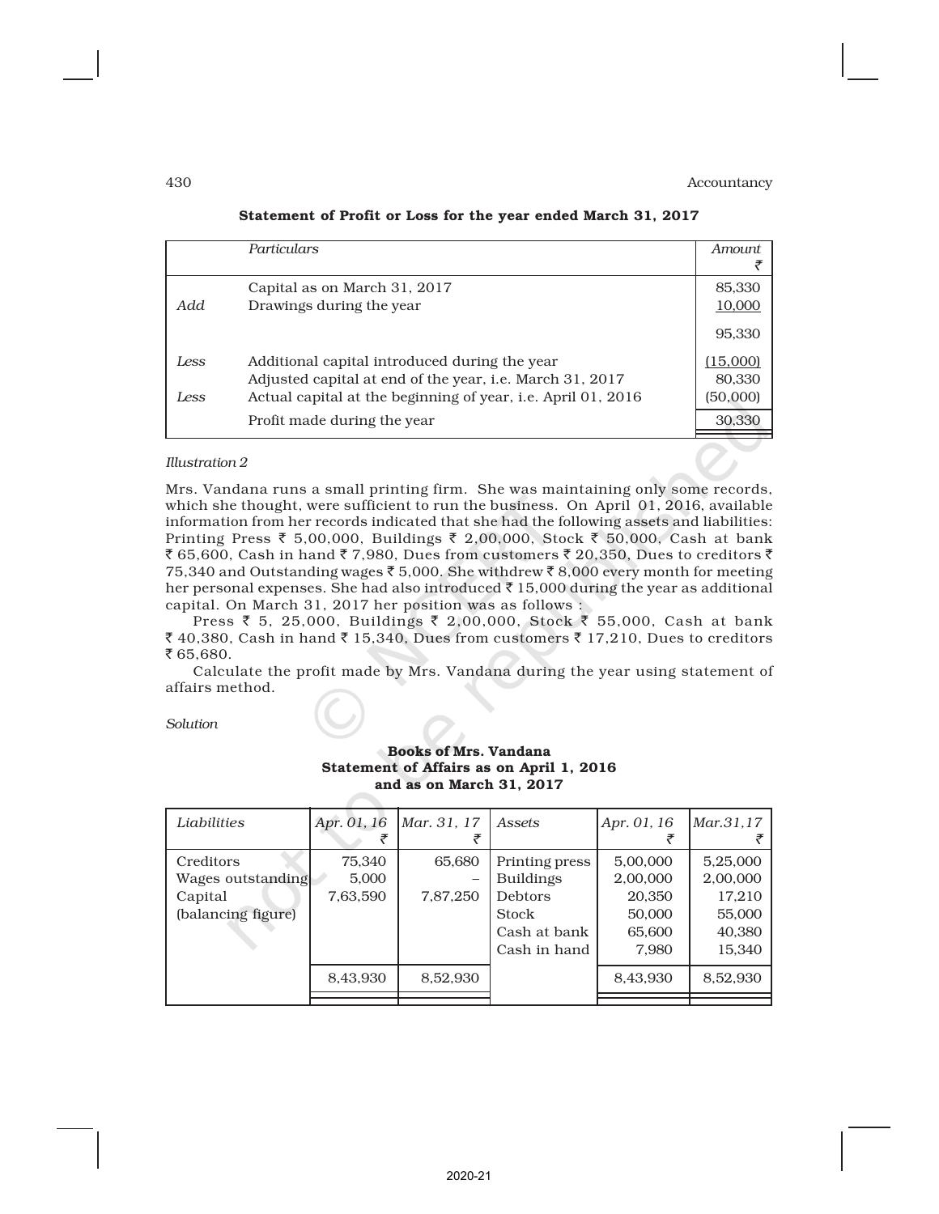**Statement of Profit or Loss for the year ended March 31, 2017**

| | Particulars | Amount ₹ |
|---|---|---|
| | Capital as on March 31, 2017 | 85,330 |
| *Add* | Drawings during the year | 10,000 |
| | | 95,330 |
| *Less* | Additional capital introduced during the year | (15,000) |
| | Adjusted capital at end of the year, i.e. March 31, 2017 | 80,330 |
| *Less* | Actual capital at the beginning of year, i.e. April 01, 2016 | (50,000) |
| | Profit made during the year | 30,330 |

*Illustration 2*

Mrs. Vandana runs a small printing firm. She was maintaining only some records, which she thought, were sufficient to run the business. On April 01, 2016, available information from her records indicated that she had the following assets and liabilities: Printing Press ₹ 5,00,000, Buildings ₹ 2,00,000, Stock ₹ 50,000, Cash at bank ₹ 65,600, Cash in hand ₹ 7,980, Dues from customers ₹ 20,350, Dues to creditors ₹ 75,340 and Outstanding wages ₹ 5,000. She withdrew ₹ 8,000 every month for meeting her personal expenses. She had also introduced ₹ 15,000 during the year as additional capital. On March 31, 2017 her position was as follows :

Press ₹ 5, 25,000, Buildings ₹ 2,00,000, Stock ₹ 55,000, Cash at bank ₹ 40,380, Cash in hand ₹ 15,340, Dues from customers ₹ 17,210, Dues to creditors ₹ 65,680.

Calculate the profit made by Mrs. Vandana during the year using statement of affairs method.

*Solution*

**Books of Mrs. Vandana**
**Statement of Affairs as on April 1, 2016**
**and as on March 31, 2017**

| Liabilities | Apr. 01, 16 ₹ | Mar. 31, 17 ₹ | Assets | Apr. 01, 16 ₹ | Mar.31,17 ₹ |
|---|---|---|---|---|---|
| Creditors | 75,340 | 65,680 | Printing press | 5,00,000 | 5,25,000 |
| Wages outstanding | 5,000 | – | Buildings | 2,00,000 | 2,00,000 |
| Capital | 7,63,590 | 7,87,250 | Debtors | 20,350 | 17,210 |
| (balancing figure) | | | Stock | 50,000 | 55,000 |
| | | | Cash at bank | 65,600 | 40,380 |
| | | | Cash in hand | 7,980 | 15,340 |
| | 8,43,930 | 8,52,930 | | 8,43,930 | 8,52,930 |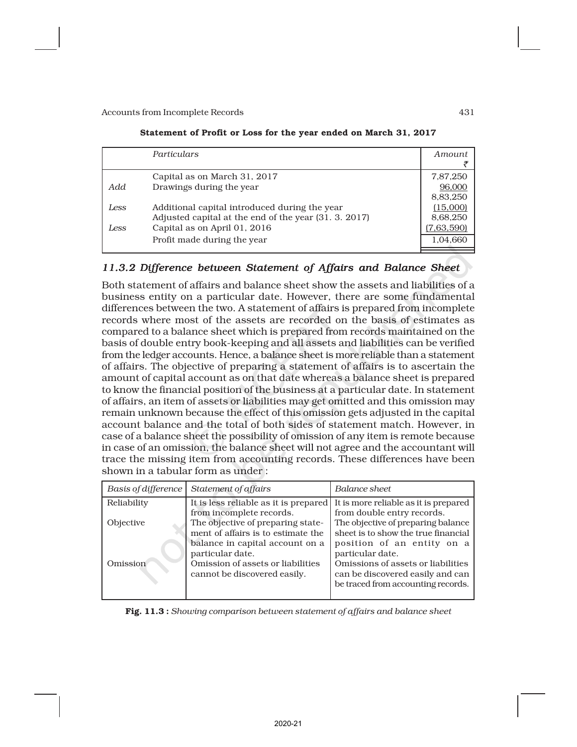**Statement of Profit or Loss for the year ended on March 31, 2017**

| | Particulars | Amount ₹ |
|---|---|---|
| | Capital as on March 31, 2017 | 7,87,250 |
| *Add* | Drawings during the year | 96,000 |
| | | 8,83,250 |
| *Less* | Additional capital introduced during the year | (15,000) |
| | Adjusted capital at the end of the year (31. 3. 2017) | 8,68,250 |
| *Less* | Capital as on April 01, 2016 | (7,63,590) |
| | Profit made during the year | 1,04,660 |

### *11.3.2 Difference between Statement of Affairs and Balance Sheet*

Both statement of affairs and balance sheet show the assets and liabilities of a business entity on a particular date. However, there are some fundamental differences between the two. A statement of affairs is prepared from incomplete records where most of the assets are recorded on the basis of estimates as compared to a balance sheet which is prepared from records maintained on the basis of double entry book-keeping and all assets and liabilities can be verified from the ledger accounts. Hence, a balance sheet is more reliable than a statement of affairs. The objective of preparing a statement of affairs is to ascertain the amount of capital account as on that date whereas a balance sheet is prepared to know the financial position of the business at a particular date. In statement of affairs, an item of assets or liabilities may get omitted and this omission may remain unknown because the effect of this omission gets adjusted in the capital account balance and the total of both sides of statement match. However, in case of a balance sheet the possibility of omission of any item is remote because in case of an omission, the balance sheet will not agree and the accountant will trace the missing item from accounting records. These differences have been shown in a tabular form as under :

| *Basis of difference* | *Statement of affairs* | *Balance sheet* |
|---|---|---|
| Reliability | It is less reliable as it is prepared from incomplete records. | It is more reliable as it is prepared from double entry records. |
| Objective | The objective of preparing statement of affairs is to estimate the balance in capital account on a particular date. | The objective of preparing balance sheet is to show the true financial position of an entity on a particular date. |
| Omission | Omission of assets or liabilities cannot be discovered easily. | Omissions of assets or liabilities can be discovered easily and can be traced from accounting records. |

**Fig. 11.3 :** *Showing comparison between statement of affairs and balance sheet*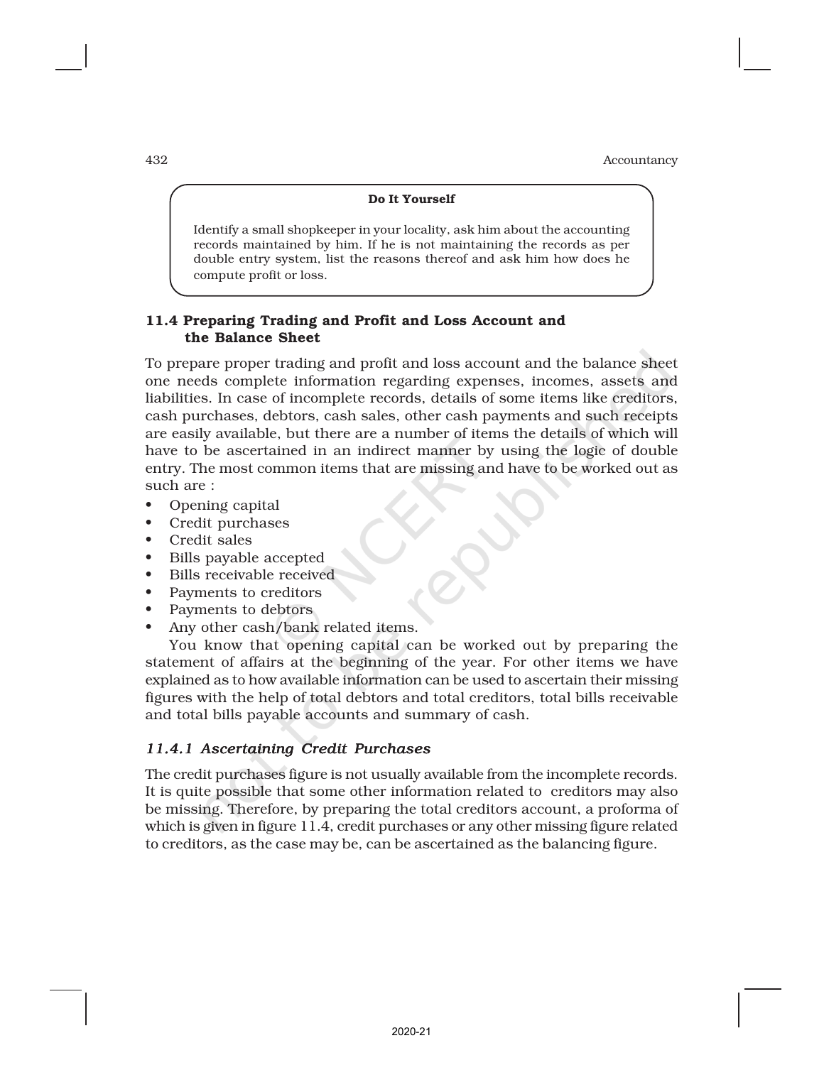**Do It Yourself**

Identify a small shopkeeper in your locality, ask him about the accounting records maintained by him. If he is not maintaining the records as per double entry system, list the reasons thereof and ask him how does he compute profit or loss.

## 11.4 Preparing Trading and Profit and Loss Account and the Balance Sheet

To prepare proper trading and profit and loss account and the balance sheet one needs complete information regarding expenses, incomes, assets and liabilities. In case of incomplete records, details of some items like creditors, cash purchases, debtors, cash sales, other cash payments and such receipts are easily available, but there are a number of items the details of which will have to be ascertained in an indirect manner by using the logic of double entry. The most common items that are missing and have to be worked out as such are :

- Opening capital
- Credit purchases
- Credit sales
- Bills payable accepted
- Bills receivable received
- Payments to creditors
- Payments to debtors
- Any other cash/bank related items.

You know that opening capital can be worked out by preparing the statement of affairs at the beginning of the year. For other items we have explained as to how available information can be used to ascertain their missing figures with the help of total debtors and total creditors, total bills receivable and total bills payable accounts and summary of cash.

### *11.4.1 Ascertaining Credit Purchases*

The credit purchases figure is not usually available from the incomplete records. It is quite possible that some other information related to creditors may also be missing. Therefore, by preparing the total creditors account, a proforma of which is given in figure 11.4, credit purchases or any other missing figure related to creditors, as the case may be, can be ascertained as the balancing figure.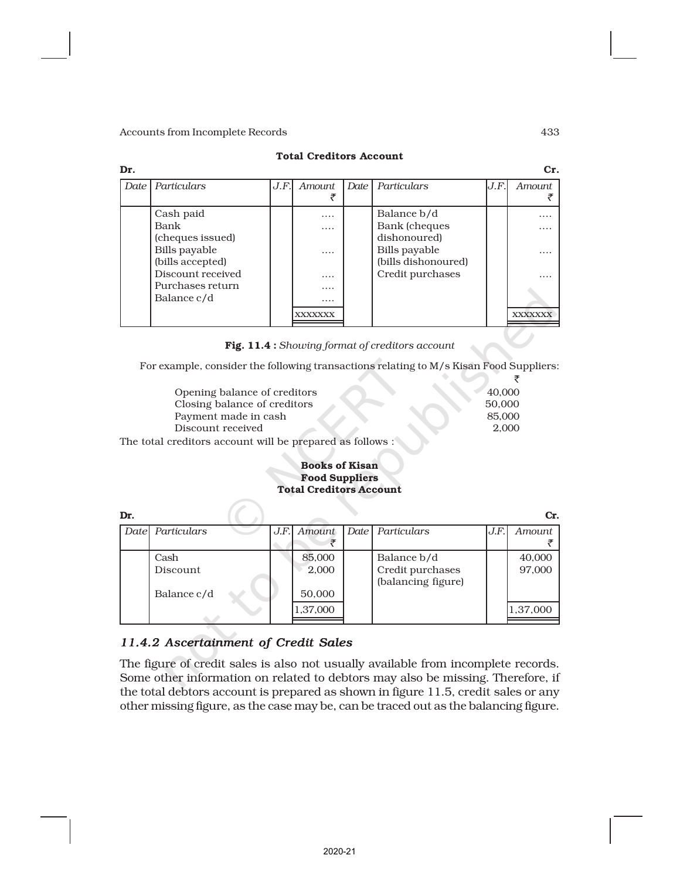**Total Creditors Account**

| Dr. | | | | | | | Cr. |
|---|---|---|---|---|---|---|---|
| *Date* | *Particulars* | *J.F.* | *Amount* ₹ | *Date* | *Particulars* | *J.F.* | *Amount* ₹ |
| | Cash paid | | .... | | Balance b/d | | .... |
| | Bank (cheques issued) | | .... | | Bank (cheques dishonoured) | | .... |
| | Bills payable (bills accepted) | | .... | | Bills payable (bills dishonoured) | | .... |
| | Discount received | | .... | | Credit purchases | | .... |
| | Purchases return | | .... | | | | |
| | Balance c/d | | .... | | | | |
| | | | xxxxxxx | | | | xxxxxxx |

**Fig. 11.4 :** *Showing format of creditors account*

For example, consider the following transactions relating to M/s Kisan Food Suppliers:

| | ₹ |
|---|---|
| Opening balance of creditors | 40,000 |
| Closing balance of creditors | 50,000 |
| Payment made in cash | 85,000 |
| Discount received | 2,000 |

The total creditors account will be prepared as follows :

**Books of Kisan Food Suppliers**
**Total Creditors Account**

| Dr. | | | | | | | Cr. |
|---|---|---|---|---|---|---|---|
| *Date* | *Particulars* | *J.F.* | *Amount* ₹ | *Date* | *Particulars* | *J.F.* | *Amount* ₹ |
| | Cash | | 85,000 | | Balance b/d | | 40,000 |
| | Discount | | 2,000 | | Credit purchases (balancing figure) | | 97,000 |
| | Balance c/d | | 50,000 | | | | |
| | | | 1,37,000 | | | | 1,37,000 |

## *11.4.2 Ascertainment of Credit Sales*

The figure of credit sales is also not usually available from incomplete records. Some other information on related to debtors may also be missing. Therefore, if the total debtors account is prepared as shown in figure 11.5, credit sales or any other missing figure, as the case may be, can be traced out as the balancing figure.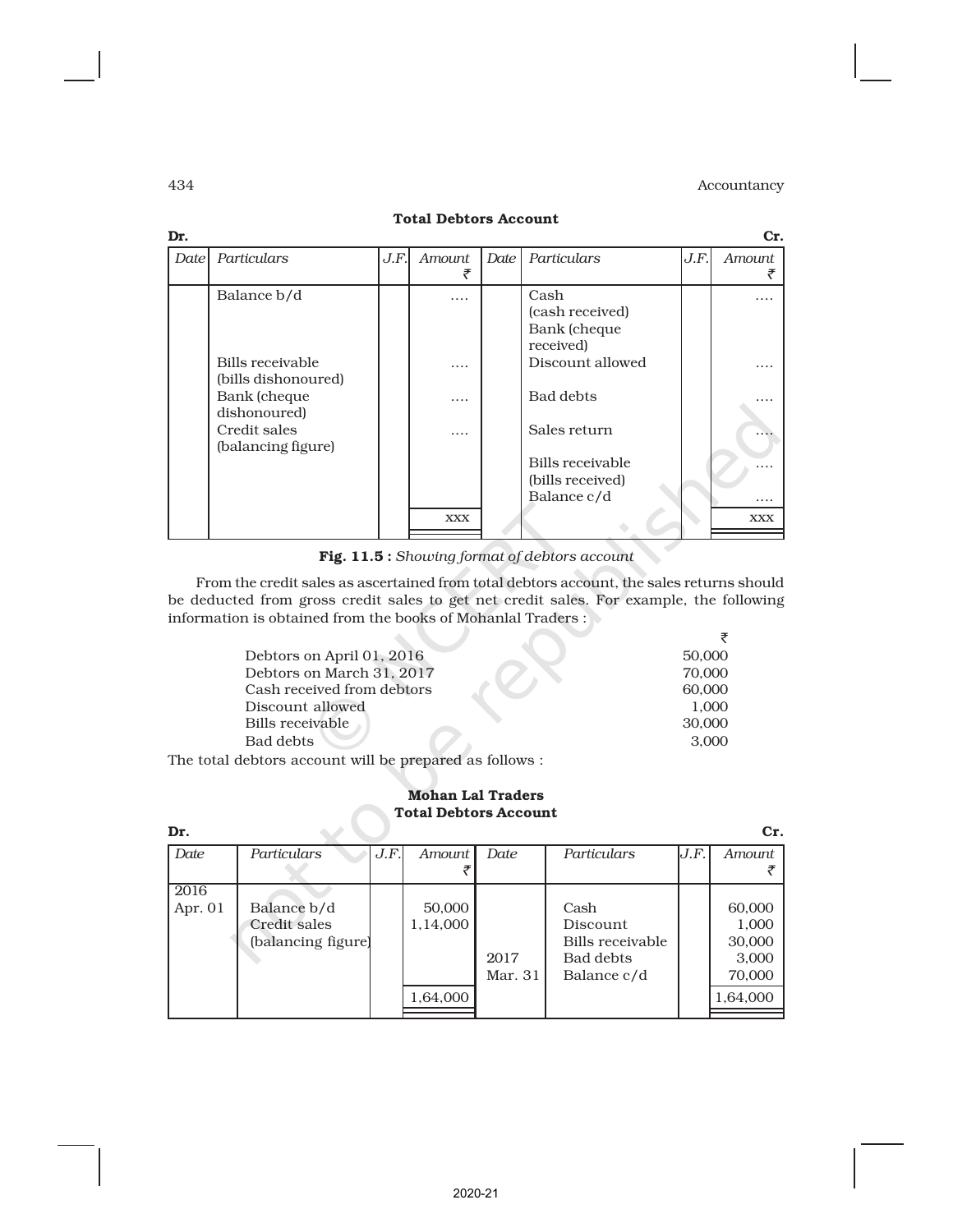### Total Debtors Account

| Dr. | | | | | | | Cr. |
|---|---|---|---|---|---|---|---|
| Date | Particulars | J.F. | Amount ₹ | Date | Particulars | J.F. | Amount ₹ |
| | Balance b/d | | .... | | Cash (cash received) Bank (cheque received) | | .... |
| | Bills receivable (bills dishonoured) | | .... | | Discount allowed | | .... |
| | Bank (cheque dishonoured) | | .... | | Bad debts | | .... |
| | Credit sales (balancing figure) | | .... | | Sales return | | .... |
| | | | | | Bills receivable (bills received) | | .... |
| | | | | | Balance c/d | | .... |
| | | | xxx | | | | xxx |

**Fig. 11.5 :** *Showing format of debtors account*

From the credit sales as ascertained from total debtors account, the sales returns should be deducted from gross credit sales to get net credit sales. For example, the following information is obtained from the books of Mohanlal Traders :

| | ₹ |
|---|---|
| Debtors on April 01, 2016 | 50,000 |
| Debtors on March 31, 2017 | 70,000 |
| Cash received from debtors | 60,000 |
| Discount allowed | 1,000 |
| Bills receivable | 30,000 |
| Bad debts | 3,000 |

The total debtors account will be prepared as follows :

### Mohan Lal Traders
### Total Debtors Account

| Dr. | | | | | | | Cr. |
|---|---|---|---|---|---|---|---|
| Date | Particulars | J.F. | Amount ₹ | Date | Particulars | J.F. | Amount ₹ |
| 2016 Apr. 01 | Balance b/d | | 50,000 | | Cash | | 60,000 |
| | Credit sales (balancing figure) | | 1,14,000 | | Discount | | 1,000 |
| | | | | | Bills receivable | | 30,000 |
| | | | | 2017 | Bad debts | | 3,000 |
| | | | | Mar. 31 | Balance c/d | | 70,000 |
| | | | 1,64,000 | | | | 1,64,000 |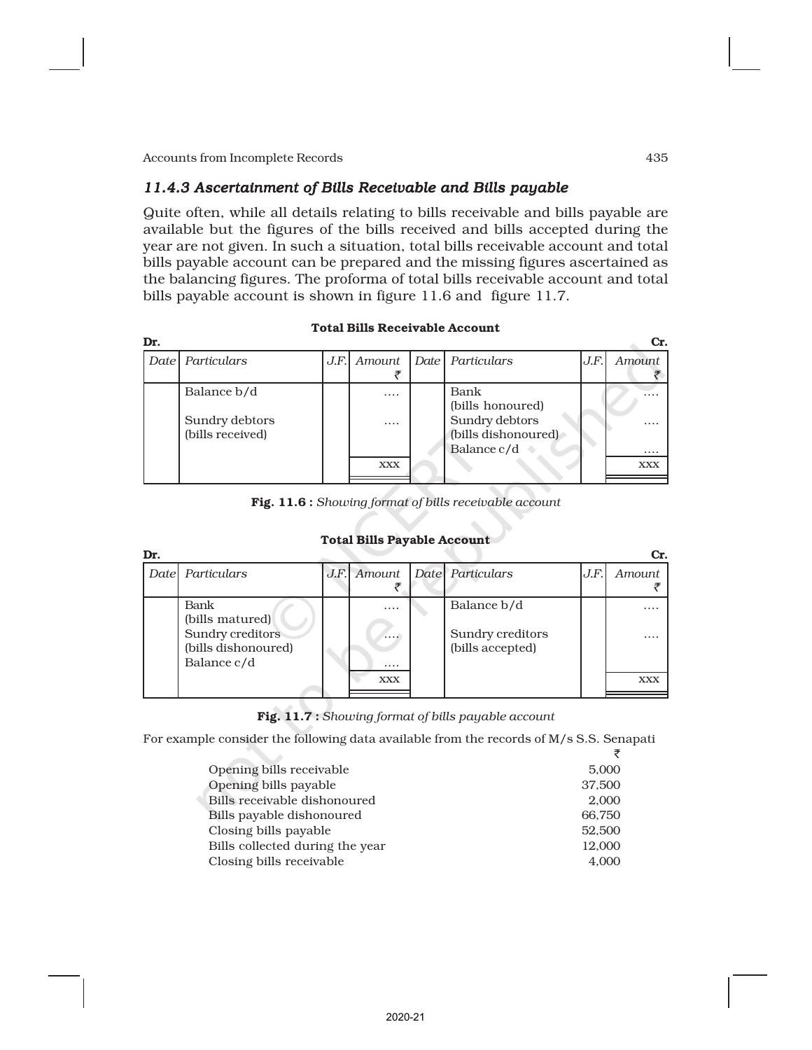### 11.4.3 Ascertainment of Bills Receivable and Bills payable

Quite often, while all details relating to bills receivable and bills payable are available but the figures of the bills received and bills accepted during the year are not given. In such a situation, total bills receivable account and total bills payable account can be prepared and the missing figures ascertained as the balancing figures. The proforma of total bills receivable account and total bills payable account is shown in figure 11.6 and figure 11.7.

**Total Bills Receivable Account**

Dr. Cr.

| Date | Particulars | J.F. | Amount ₹ | Date | Particulars | J.F. | Amount ₹ |
|---|---|---|---|---|---|---|---|
| | Balance b/d | | .... | | Bank (bills honoured) | | .... |
| | Sundry debtors (bills received) | | .... | | Sundry debtors (bills dishonoured) | | .... |
| | | | | | Balance c/d | | .... |
| | | | xxx | | | | xxx |

**Fig. 11.6 :** *Showing format of bills receivable account*

**Total Bills Payable Account**

Dr. Cr.

| Date | Particulars | J.F. | Amount ₹ | Date | Particulars | J.F. | Amount ₹ |
|---|---|---|---|---|---|---|---|
| | Bank (bills matured) | | .... | | Balance b/d | | .... |
| | Sundry creditors (bills dishonoured) | | .... | | Sundry creditors (bills accepted) | | .... |
| | Balance c/d | | .... | | | | |
| | | | xxx | | | | xxx |

**Fig. 11.7 :** *Showing format of bills payable account*

For example consider the following data available from the records of M/s S.S. Senapati

| | ₹ |
|---|---|
| Opening bills receivable | 5,000 |
| Opening bills payable | 37,500 |
| Bills receivable dishonoured | 2,000 |
| Bills payable dishonoured | 66,750 |
| Closing bills payable | 52,500 |
| Bills collected during the year | 12,000 |
| Closing bills receivable | 4,000 |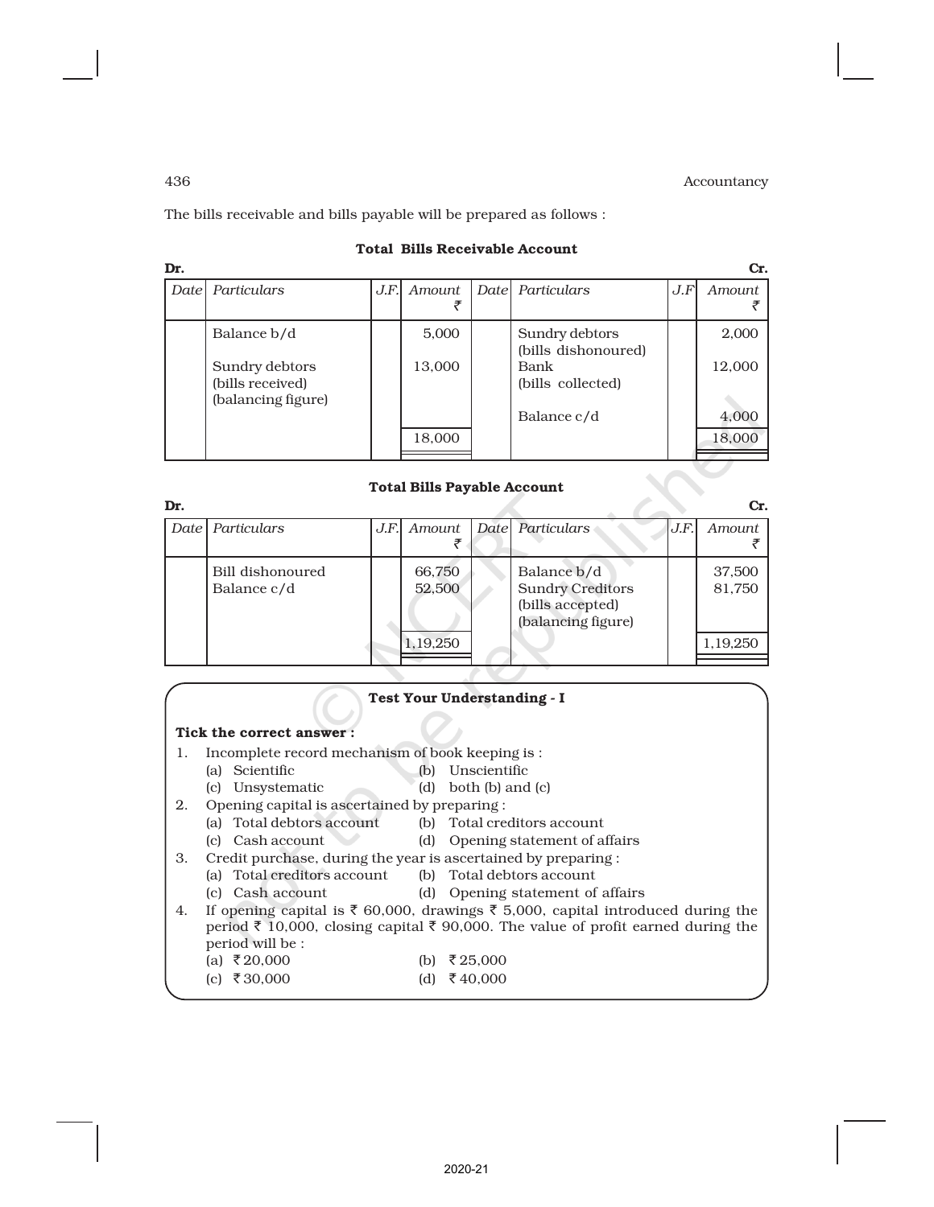The bills receivable and bills payable will be prepared as follows :

**Total Bills Receivable Account**

Dr. Cr.

| *Date* | *Particulars* | *J.F.* | *Amount* ₹ | *Date* | *Particulars* | *J.F* | *Amount* ₹ |
|---|---|---|---|---|---|---|---|
| | Balance b/d | | 5,000 | | Sundry debtors (bills dishonoured) | | 2,000 |
| | Sundry debtors (bills received) (balancing figure) | | 13,000 | | Bank (bills collected) | | 12,000 |
| | | | | | Balance c/d | | 4,000 |
| | | | 18,000 | | | | 18,000 |

**Total Bills Payable Account**

Dr. Cr.

| *Date* | *Particulars* | *J.F.* | *Amount* ₹ | *Date* | *Particulars* | *J.F.* | *Amount* ₹ |
|---|---|---|---|---|---|---|---|
| | Bill dishonoured | | 66,750 | | Balance b/d | | 37,500 |
| | Balance c/d | | 52,500 | | Sundry Creditors (bills accepted) (balancing figure) | | 81,750 |
| | | | 1,19,250 | | | | 1,19,250 |

**Test Your Understanding - I**

**Tick the correct answer :**

1. Incomplete record mechanism of book keeping is :
   (a) Scientific (b) Unscientific
   (c) Unsystematic (d) both (b) and (c)
2. Opening capital is ascertained by preparing :
   (a) Total debtors account (b) Total creditors account
   (c) Cash account (d) Opening statement of affairs
3. Credit purchase, during the year is ascertained by preparing :
   (a) Total creditors account (b) Total debtors account
   (c) Cash account (d) Opening statement of affairs
4. If opening capital is ₹ 60,000, drawings ₹ 5,000, capital introduced during the period ₹ 10,000, closing capital ₹ 90,000. The value of profit earned during the period will be :
   (a) ₹ 20,000 (b) ₹ 25,000
   (c) ₹ 30,000 (d) ₹ 40,000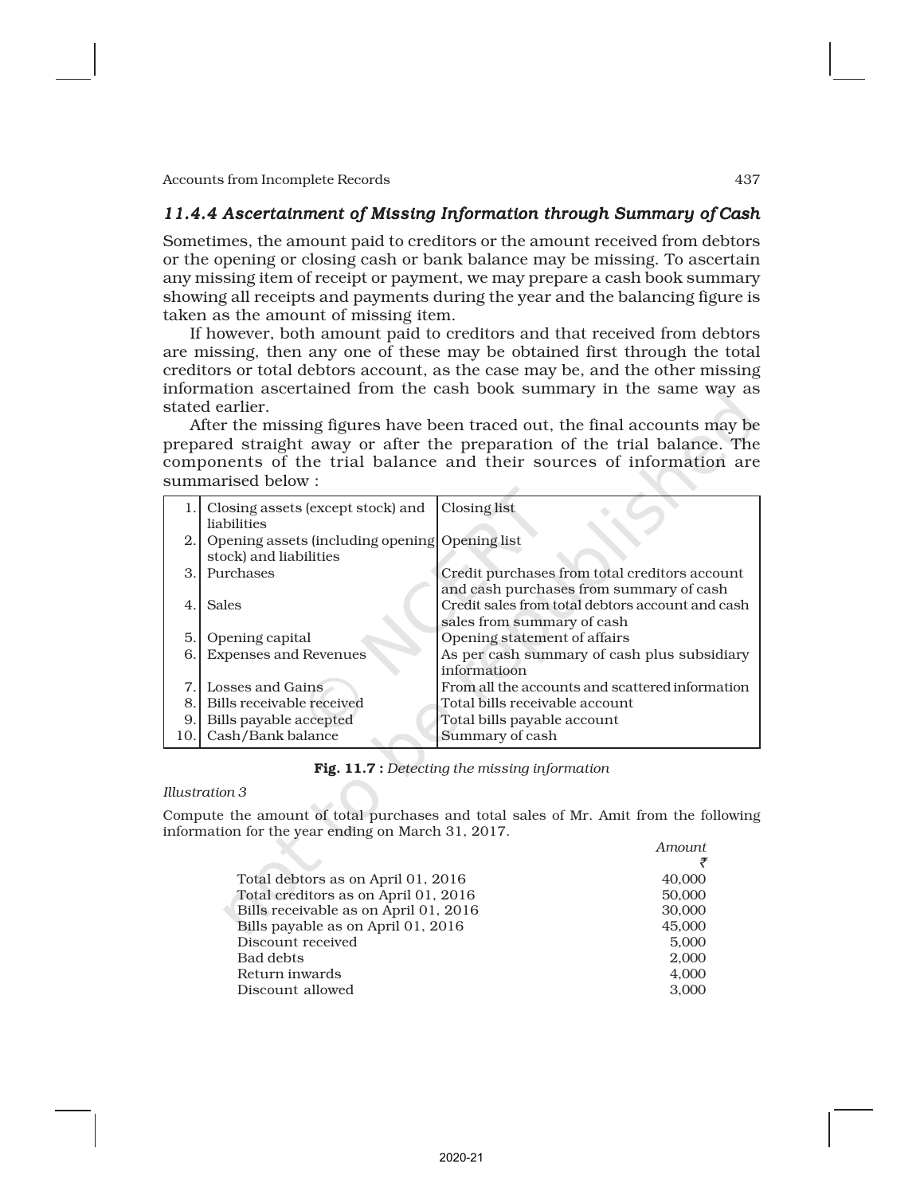### *11.4.4 Ascertainment of Missing Information through Summary of Cash*

Sometimes, the amount paid to creditors or the amount received from debtors or the opening or closing cash or bank balance may be missing. To ascertain any missing item of receipt or payment, we may prepare a cash book summary showing all receipts and payments during the year and the balancing figure is taken as the amount of missing item.

If however, both amount paid to creditors and that received from debtors are missing, then any one of these may be obtained first through the total creditors or total debtors account, as the case may be, and the other missing information ascertained from the cash book summary in the same way as stated earlier.

After the missing figures have been traced out, the final accounts may be prepared straight away or after the preparation of the trial balance. The components of the trial balance and their sources of information are summarised below :

| | | |
|---|---|---|
| 1. | Closing assets (except stock) and liabilities | Closing list |
| 2. | Opening assets (including opening stock) and liabilities | Opening list |
| 3. | Purchases | Credit purchases from total creditors account and cash purchases from summary of cash |
| 4. | Sales | Credit sales from total debtors account and cash sales from summary of cash |
| 5. | Opening capital | Opening statement of affairs |
| 6. | Expenses and Revenues | As per cash summary of cash plus subsidiary informatioon |
| 7. | Losses and Gains | From all the accounts and scattered information |
| 8. | Bills receivable received | Total bills receivable account |
| 9. | Bills payable accepted | Total bills payable account |
| 10. | Cash/Bank balance | Summary of cash |

**Fig. 11.7 :** *Detecting the missing information*

*Illustration 3*

Compute the amount of total purchases and total sales of Mr. Amit from the following information for the year ending on March 31, 2017.

| | *Amount* ₹ |
|---|---:|
| Total debtors as on April 01, 2016 | 40,000 |
| Total creditors as on April 01, 2016 | 50,000 |
| Bills receivable as on April 01, 2016 | 30,000 |
| Bills payable as on April 01, 2016 | 45,000 |
| Discount received | 5,000 |
| Bad debts | 2,000 |
| Return inwards | 4,000 |
| Discount allowed | 3,000 |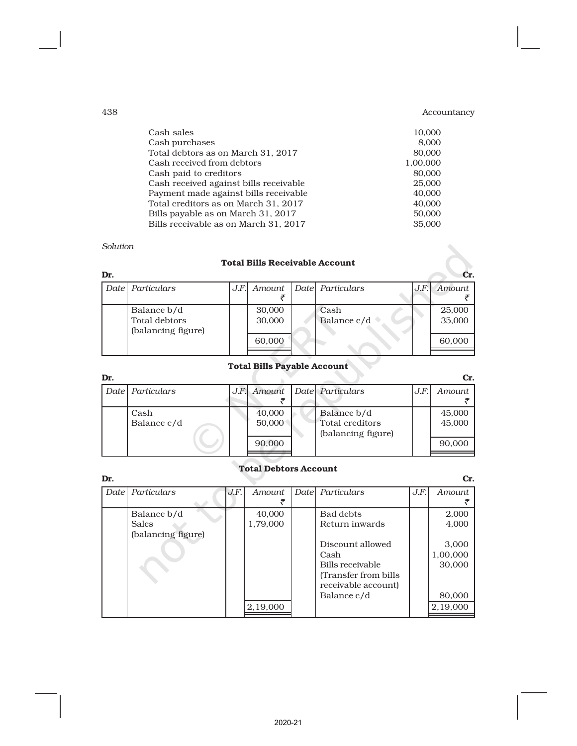| | |
|---|---|
| Cash sales | 10,000 |
| Cash purchases | 8,000 |
| Total debtors as on March 31, 2017 | 80,000 |
| Cash received from debtors | 1,00,000 |
| Cash paid to creditors | 80,000 |
| Cash received against bills receivable | 25,000 |
| Payment made against bills receivable | 40,000 |
| Total creditors as on March 31, 2017 | 40,000 |
| Bills payable as on March 31, 2017 | 50,000 |
| Bills receivable as on March 31, 2017 | 35,000 |

*Solution*

**Total Bills Receivable Account**

**Dr.** **Cr.**

| *Date* | *Particulars* | *J.F.* | *Amount* ₹ | *Date* | *Particulars* | *J.F.* | *Amount* ₹ |
|---|---|---|---|---|---|---|---|
| | Balance b/d | | 30,000 | | Cash | | 25,000 |
| | Total debtors (balancing figure) | | 30,000 | | Balance c/d | | 35,000 |
| | | | 60,000 | | | | 60,000 |

**Total Bills Payable Account**

**Dr.** **Cr.**

| *Date* | *Particulars* | *J.F.* | *Amount* ₹ | *Date* | *Particulars* | *J.F.* | *Amount* ₹ |
|---|---|---|---|---|---|---|---|
| | Cash | | 40,000 | | Balance b/d | | 45,000 |
| | Balance c/d | | 50,000 | | Total creditors (balancing figure) | | 45,000 |
| | | | 90,000 | | | | 90,000 |

**Total Debtors Account**

**Dr.** **Cr.**

| *Date* | *Particulars* | *J.F.* | *Amount* ₹ | *Date* | *Particulars* | *J.F.* | *Amount* ₹ |
|---|---|---|---|---|---|---|---|
| | Balance b/d | | 40,000 | | Bad debts | | 2,000 |
| | Sales (balancing figure) | | 1,79,000 | | Return inwards | | 4,000 |
| | | | | | Discount allowed | | 3,000 |
| | | | | | Cash | | 1,00,000 |
| | | | | | Bills receivable (Transfer from bills receivable account) | | 30,000 |
| | | | | | Balance c/d | | 80,000 |
| | | | 2,19,000 | | | | 2,19,000 |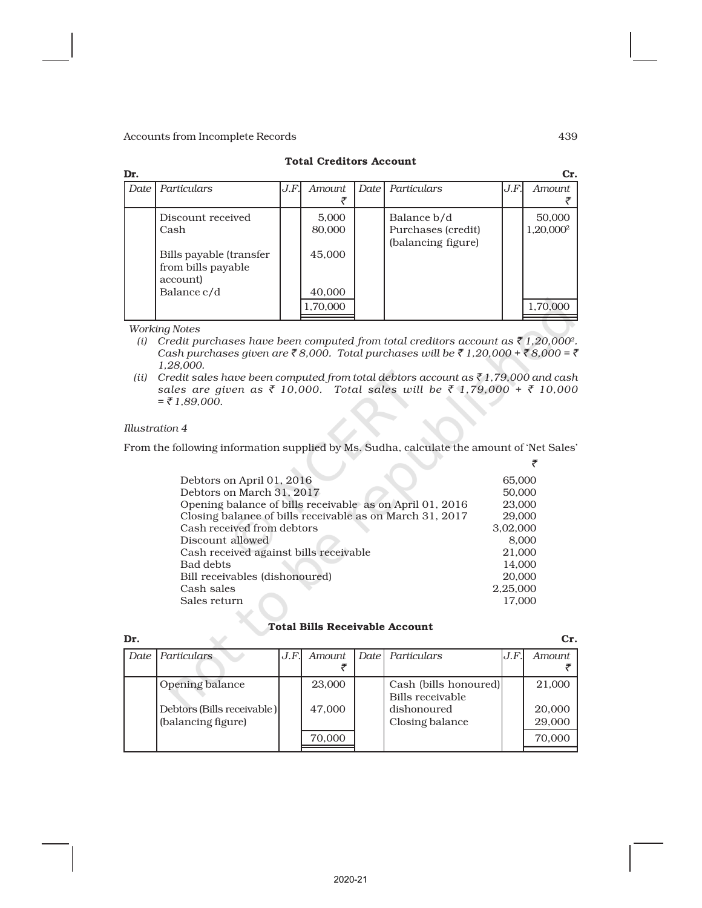**Total Creditors Account**

| Dr. | | | | | | | Cr. |
|---|---|---|---|---|---|---|---|
| Date | Particulars | J.F. | Amount ₹ | Date | Particulars | J.F. | Amount ₹ |
| | Discount received | | 5,000 | | Balance b/d | | 50,000 |
| | Cash | | 80,000 | | Purchases (credit) (balancing figure) | | 1,20,000[2] |
| | Bills payable (transfer from bills payable account) | | 45,000 | | | | |
| | Balance c/d | | 40,000 | | | | |
| | | | 1,70,000 | | | | 1,70,000 |

*Working Notes*

(i) *Credit purchases have been computed from total creditors account as ₹ 1,20,000[2]. Cash purchases given are ₹ 8,000. Total purchases will be ₹ 1,20,000 + ₹ 8,000 = ₹ 1,28,000.*

(ii) *Credit sales have been computed from total debtors account as ₹ 1,79,000 and cash sales are given as ₹ 10,000. Total sales will be ₹ 1,79,000 + ₹ 10,000 = ₹ 1,89,000.*

*Illustration 4*

From the following information supplied by Ms. Sudha, calculate the amount of 'Net Sales'

| | ₹ |
|---|---|
| Debtors on April 01, 2016 | 65,000 |
| Debtors on March 31, 2017 | 50,000 |
| Opening balance of bills receivable as on April 01, 2016 | 23,000 |
| Closing balance of bills receivable as on March 31, 2017 | 29,000 |
| Cash received from debtors | 3,02,000 |
| Discount allowed | 8,000 |
| Cash received against bills receivable | 21,000 |
| Bad debts | 14,000 |
| Bill receivables (dishonoured) | 20,000 |
| Cash sales | 2,25,000 |
| Sales return | 17,000 |

**Total Bills Receivable Account**

| Dr. | | | | | | | Cr. |
|---|---|---|---|---|---|---|---|
| Date | Particulars | J.F. | Amount ₹ | Date | Particulars | J.F. | Amount ₹ |
| | Opening balance | | 23,000 | | Cash (bills honoured) | | 21,000 |
| | Debtors (Bills receivable) (balancing figure) | | 47,000 | | Bills receivable dishonoured | | 20,000 |
| | | | | | Closing balance | | 29,000 |
| | | | 70,000 | | | | 70,000 |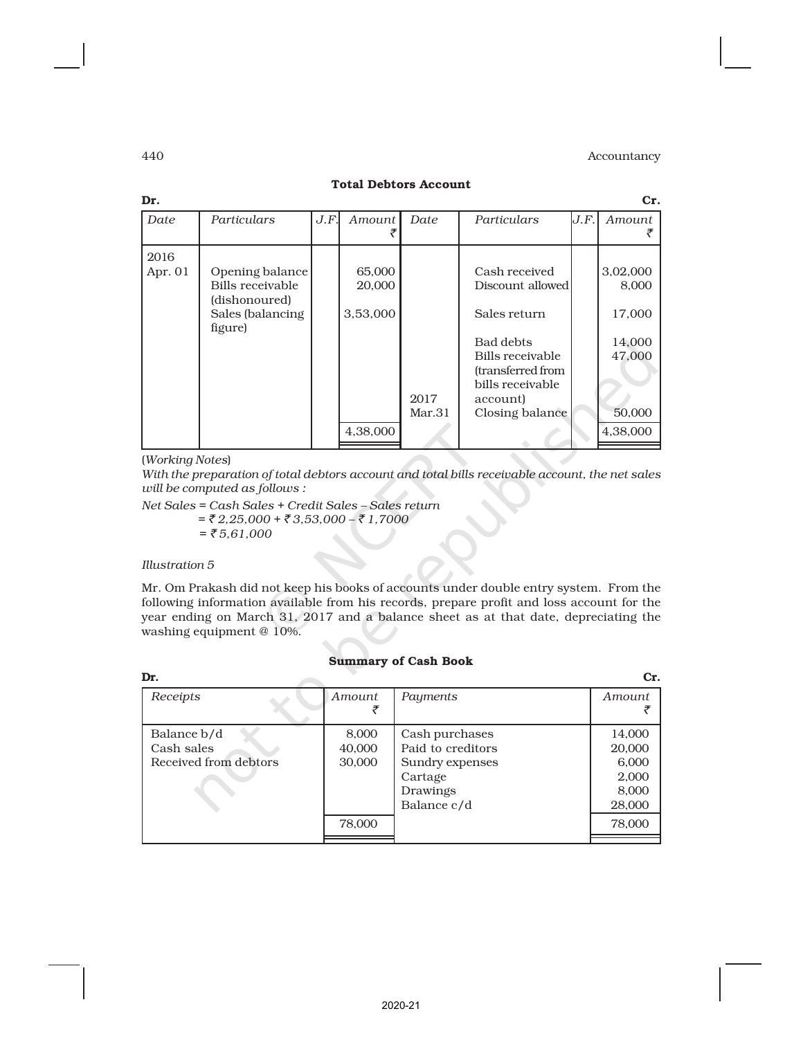**Total Debtors Account**

| Dr. | | | | | | | Cr. |
|---|---|---|---|---|---|---|---|
| Date | Particulars | J.F. | Amount ₹ | Date | Particulars | J.F. | Amount ₹ |
| 2016 Apr. 01 | Opening balance | | 65,000 | | Cash received | | 3,02,000 |
| | Bills receivable (dishonoured) | | 20,000 | | Discount allowed | | 8,000 |
| | Sales (balancing figure) | | 3,53,000 | | Sales return | | 17,000 |
| | | | | | Bad debts | | 14,000 |
| | | | | | Bills receivable (transferred from bills receivable account) | | 47,000 |
| | | | | 2017 Mar.31 | Closing balance | | 50,000 |
| | | | 4,38,000 | | | | 4,38,000 |

(*Working Notes*)

*With the preparation of total debtors account and total bills receivable account, the net sales will be computed as follows :*

*Net Sales = Cash Sales + Credit Sales – Sales return*
*= ₹ 2,25,000 + ₹ 3,53,000 – ₹ 1,7000*
*= ₹ 5,61,000*

*Illustration 5*

Mr. Om Prakash did not keep his books of accounts under double entry system. From the following information available from his records, prepare profit and loss account for the year ending on March 31, 2017 and a balance sheet as at that date, depreciating the washing equipment @ 10%.

**Summary of Cash Book**

| Dr. | | | Cr. |
|---|---|---|---|
| Receipts | Amount ₹ | Payments | Amount ₹ |
| Balance b/d | 8,000 | Cash purchases | 14,000 |
| Cash sales | 40,000 | Paid to creditors | 20,000 |
| Received from debtors | 30,000 | Sundry expenses | 6,000 |
| | | Cartage | 2,000 |
| | | Drawings | 8,000 |
| | | Balance c/d | 28,000 |
| | 78,000 | | 78,000 |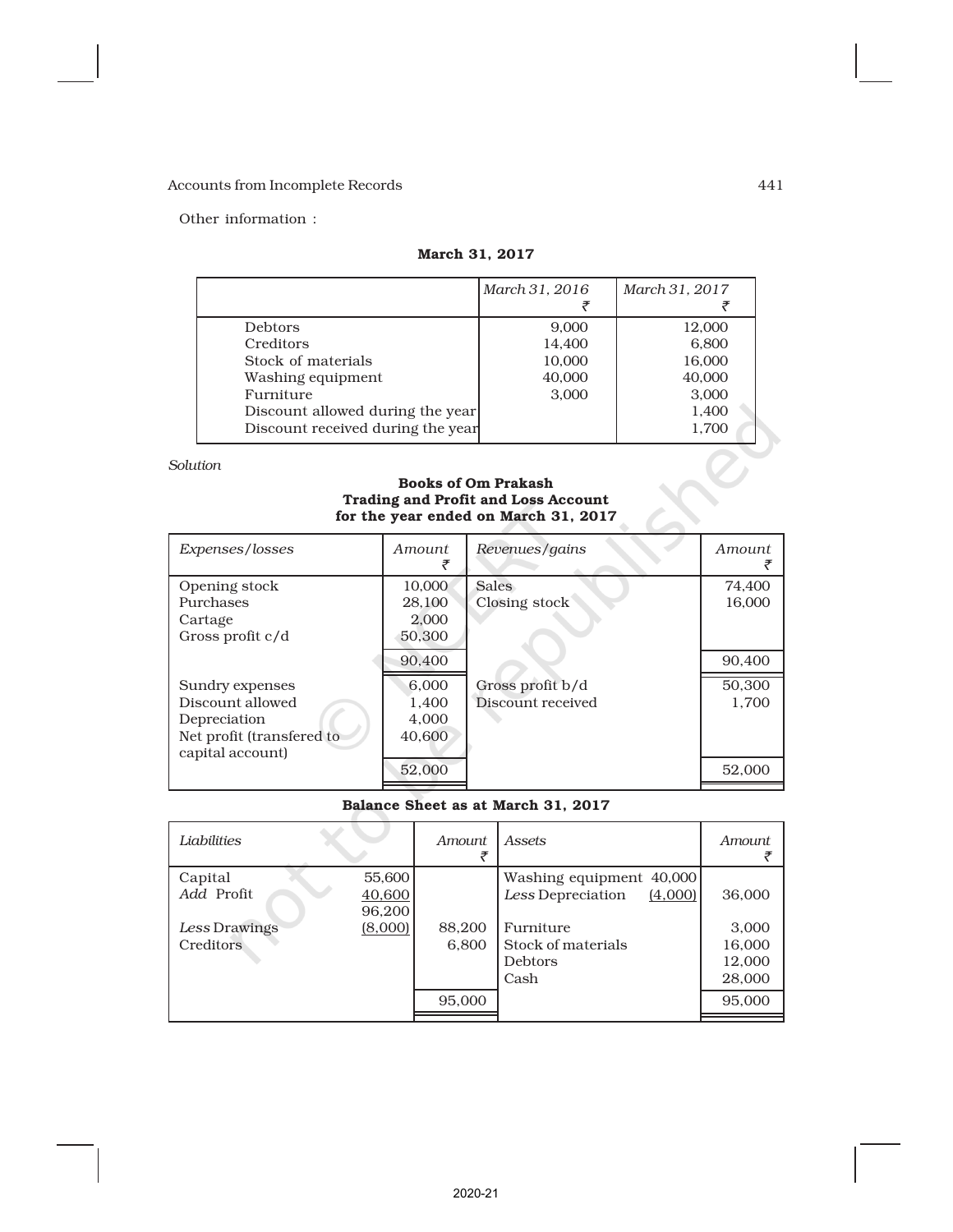Other information :

**March 31, 2017**

| | March 31, 2016 ₹ | March 31, 2017 ₹ |
|---|---|---|
| Debtors | 9,000 | 12,000 |
| Creditors | 14,400 | 6,800 |
| Stock of materials | 10,000 | 16,000 |
| Washing equipment | 40,000 | 40,000 |
| Furniture | 3,000 | 3,000 |
| Discount allowed during the year | | 1,400 |
| Discount received during the year | | 1,700 |

*Solution*

**Books of Om Prakash**
**Trading and Profit and Loss Account**
**for the year ended on March 31, 2017**

| Expenses/losses | Amount ₹ | Revenues/gains | Amount ₹ |
|---|---|---|---|
| Opening stock | 10,000 | Sales | 74,400 |
| Purchases | 28,100 | Closing stock | 16,000 |
| Cartage | 2,000 | | |
| Gross profit c/d | 50,300 | | |
| | 90,400 | | 90,400 |
| Sundry expenses | 6,000 | Gross profit b/d | 50,300 |
| Discount allowed | 1,400 | Discount received | 1,700 |
| Depreciation | 4,000 | | |
| Net profit (transfered to capital account) | 40,600 | | |
| | 52,000 | | 52,000 |

**Balance Sheet as at March 31, 2017**

| Liabilities | | Amount ₹ | Assets | | Amount ₹ |
|---|---|---|---|---|---|
| Capital | 55,600 | | Washing equipment | 40,000 | |
| *Add* Profit | 40,600 | | *Less* Depreciation | (4,000) | 36,000 |
| | 96,200 | | | | |
| *Less* Drawings | (8,000) | 88,200 | Furniture | | 3,000 |
| Creditors | | 6,800 | Stock of materials | | 16,000 |
| | | | Debtors | | 12,000 |
| | | | Cash | | 28,000 |
| | | 95,000 | | | 95,000 |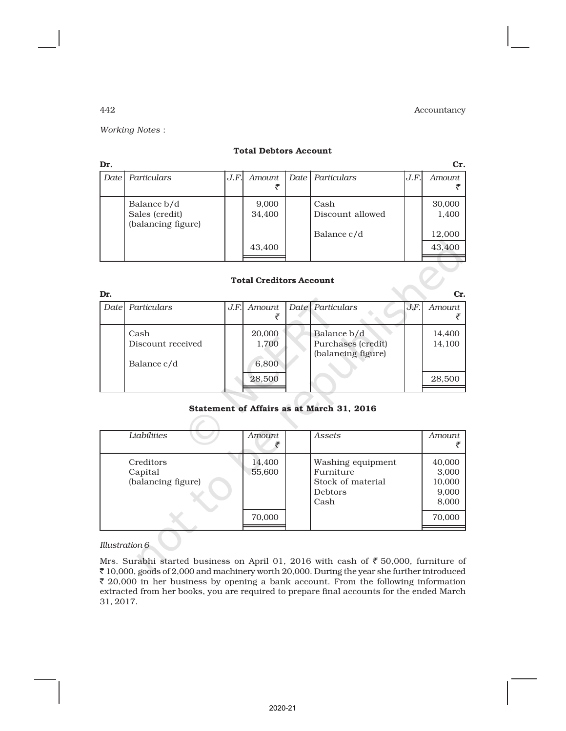*Working Notes* :

**Total Debtors Account**

Dr. Cr.

| Date | Particulars | J.F. | Amount ₹ | Date | Particulars | J.F. | Amount ₹ |
|---|---|---|---|---|---|---|---|
| | Balance b/d | | 9,000 | | Cash | | 30,000 |
| | Sales (credit) (balancing figure) | | 34,400 | | Discount allowed | | 1,400 |
| | | | | | Balance c/d | | 12,000 |
| | | | 43,400 | | | | 43,400 |

**Total Creditors Account**

Dr. Cr.

| Date | Particulars | J.F. | Amount ₹ | Date | Particulars | J.F. | Amount ₹ |
|---|---|---|---|---|---|---|---|
| | Cash | | 20,000 | | Balance b/d | | 14,400 |
| | Discount received | | 1,700 | | Purchases (credit) (balancing figure) | | 14,100 |
| | Balance c/d | | 6,800 | | | | |
| | | | 28,500 | | | | 28,500 |

**Statement of Affairs as at March 31, 2016**

| Liabilities | Amount ₹ | Assets | Amount ₹ |
|---|---|---|---|
| Creditors | 14,400 | Washing equipment | 40,000 |
| Capital (balancing figure) | 55,600 | Furniture | 3,000 |
| | | Stock of material | 10,000 |
| | | Debtors | 9,000 |
| | | Cash | 8,000 |
| | 70,000 | | 70,000 |

*Illustration 6*

Mrs. Surabhi started business on April 01, 2016 with cash of ₹ 50,000, furniture of ₹ 10,000, goods of 2,000 and machinery worth 20,000. During the year she further introduced ₹ 20,000 in her business by opening a bank account. From the following information extracted from her books, you are required to prepare final accounts for the ended March 31, 2017.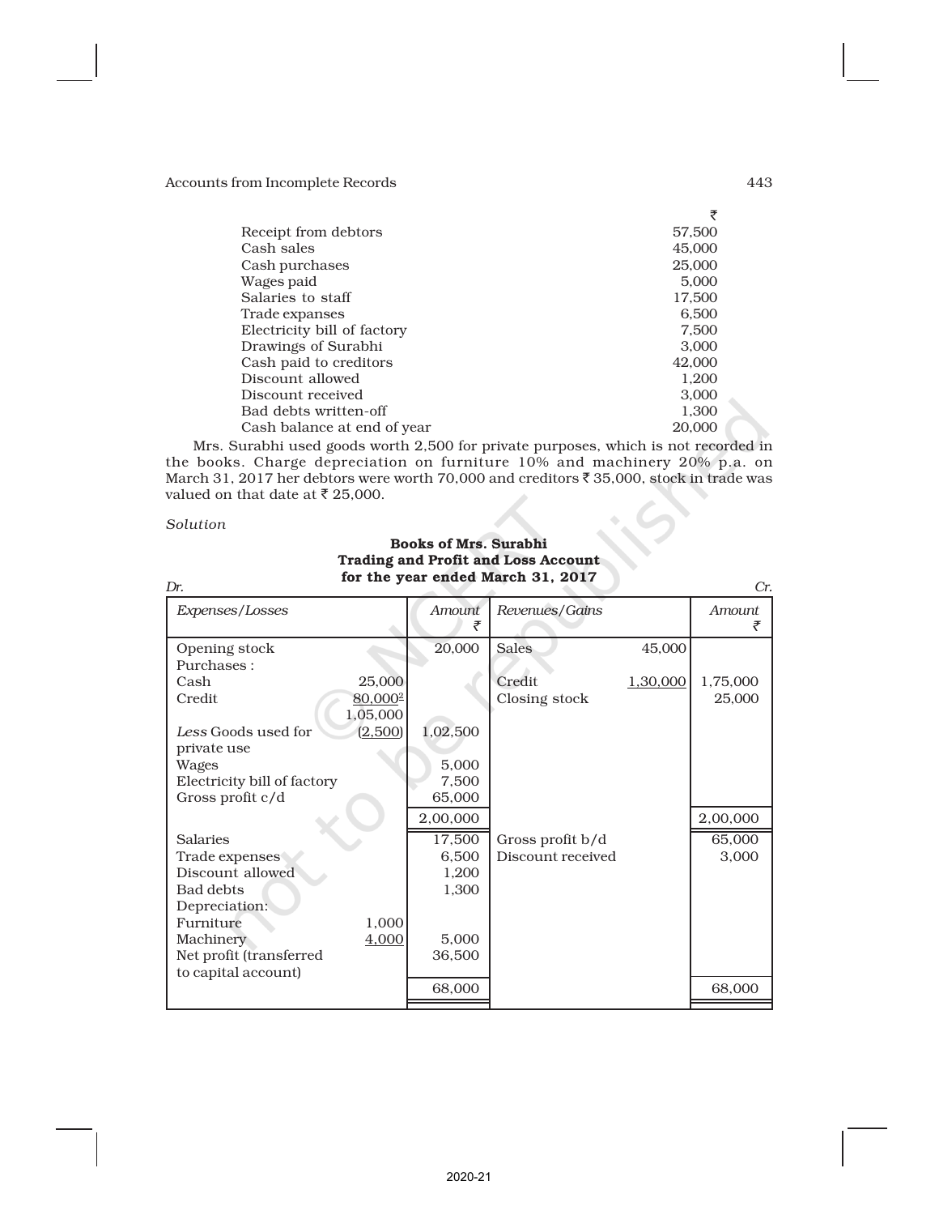| | ₹ |
|---|---|
| Receipt from debtors | 57,500 |
| Cash sales | 45,000 |
| Cash purchases | 25,000 |
| Wages paid | 5,000 |
| Salaries to staff | 17,500 |
| Trade expanses | 6,500 |
| Electricity bill of factory | 7,500 |
| Drawings of Surabhi | 3,000 |
| Cash paid to creditors | 42,000 |
| Discount allowed | 1,200 |
| Discount received | 3,000 |
| Bad debts written-off | 1,300 |
| Cash balance at end of year | 20,000 |

Mrs. Surabhi used goods worth 2,500 for private purposes, which is not recorded in the books. Charge depreciation on furniture 10% and machinery 20% p.a. on March 31, 2017 her debtors were worth 70,000 and creditors ₹ 35,000, stock in trade was valued on that date at ₹ 25,000.

*Solution*

**Books of Mrs. Surabhi**
**Trading and Profit and Loss Account**
**for the year ended March 31, 2017**

*Dr.* *Cr.*

| *Expenses/Losses* | | *Amount* ₹ | *Revenues/Gains* | | *Amount* ₹ |
|---|---|---|---|---|---|
| Opening stock | | 20,000 | Sales | 45,000 | |
| Purchases : | | | | | |
| Cash | 25,000 | | Credit | 1,30,000 | 1,75,000 |
| Credit | 80,000[2] | | Closing stock | | 25,000 |
| | 1,05,000 | | | | |
| *Less* Goods used for private use | (2,500) | 1,02,500 | | | |
| Wages | | 5,000 | | | |
| Electricity bill of factory | | 7,500 | | | |
| Gross profit c/d | | 65,000 | | | |
| | | 2,00,000 | | | 2,00,000 |
| Salaries | | 17,500 | Gross profit b/d | | 65,000 |
| Trade expenses | | 6,500 | Discount received | | 3,000 |
| Discount allowed | | 1,200 | | | |
| Bad debts | | 1,300 | | | |
| Depreciation: | | | | | |
| Furniture | 1,000 | | | | |
| Machinery | 4,000 | 5,000 | | | |
| Net profit (transferred to capital account) | | 36,500 | | | |
| | | 68,000 | | | 68,000 |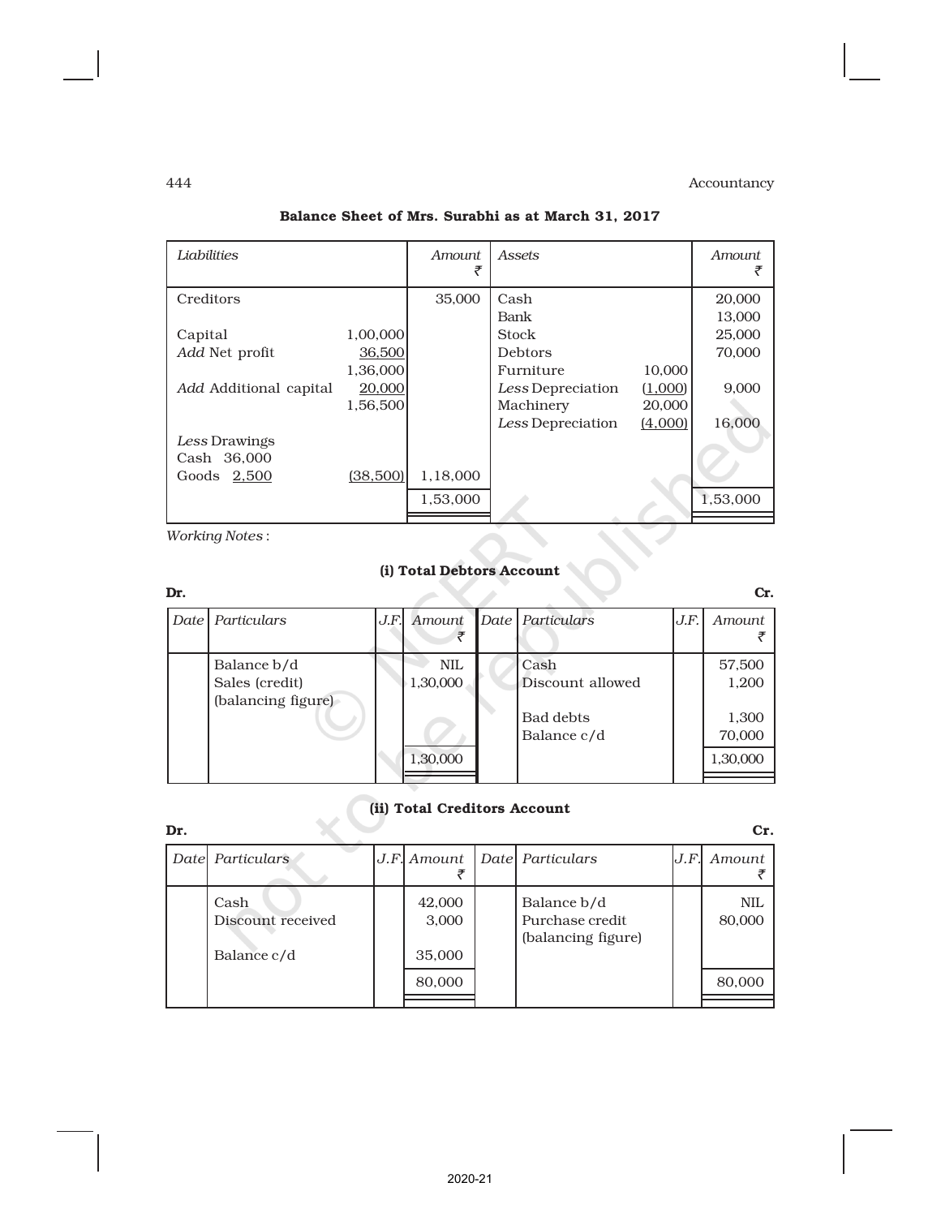**Balance Sheet of Mrs. Surabhi as at March 31, 2017**

| Liabilities | | Amount ₹ | Assets | | Amount ₹ |
|---|---|---|---|---|---|
| Creditors | | 35,000 | Cash | | 20,000 |
| | | | Bank | | 13,000 |
| Capital | 1,00,000 | | Stock | | 25,000 |
| *Add* Net profit | 36,500 | | Debtors | | 70,000 |
| | 1,36,000 | | Furniture | 10,000 | |
| *Add* Additional capital | 20,000 | | *Less* Depreciation | (1,000) | 9,000 |
| | 1,56,500 | | Machinery | 20,000 | |
| | | | *Less* Depreciation | (4,000) | 16,000 |
| *Less* Drawings | | | | | |
| Cash 36,000 | | | | | |
| Goods 2,500 | (38,500) | 1,18,000 | | | |
| | | 1,53,000 | | | 1,53,000 |

*Working Notes* :

**(i) Total Debtors Account**

Dr. Cr.

| Date | Particulars | J.F. | Amount ₹ | Date | Particulars | J.F. | Amount ₹ |
|---|---|---|---|---|---|---|---|
| | Balance b/d | | NIL | | Cash | | 57,500 |
| | Sales (credit) (balancing figure) | | 1,30,000 | | Discount allowed | | 1,200 |
| | | | | | Bad debts | | 1,300 |
| | | | | | Balance c/d | | 70,000 |
| | | | 1,30,000 | | | | 1,30,000 |

**(ii) Total Creditors Account**

Dr. Cr.

| Date | Particulars | J.F. | Amount ₹ | Date | Particulars | J.F. | Amount ₹ |
|---|---|---|---|---|---|---|---|
| | Cash | | 42,000 | | Balance b/d | | NIL |
| | Discount received | | 3,000 | | Purchase credit (balancing figure) | | 80,000 |
| | Balance c/d | | 35,000 | | | | |
| | | | 80,000 | | | | 80,000 |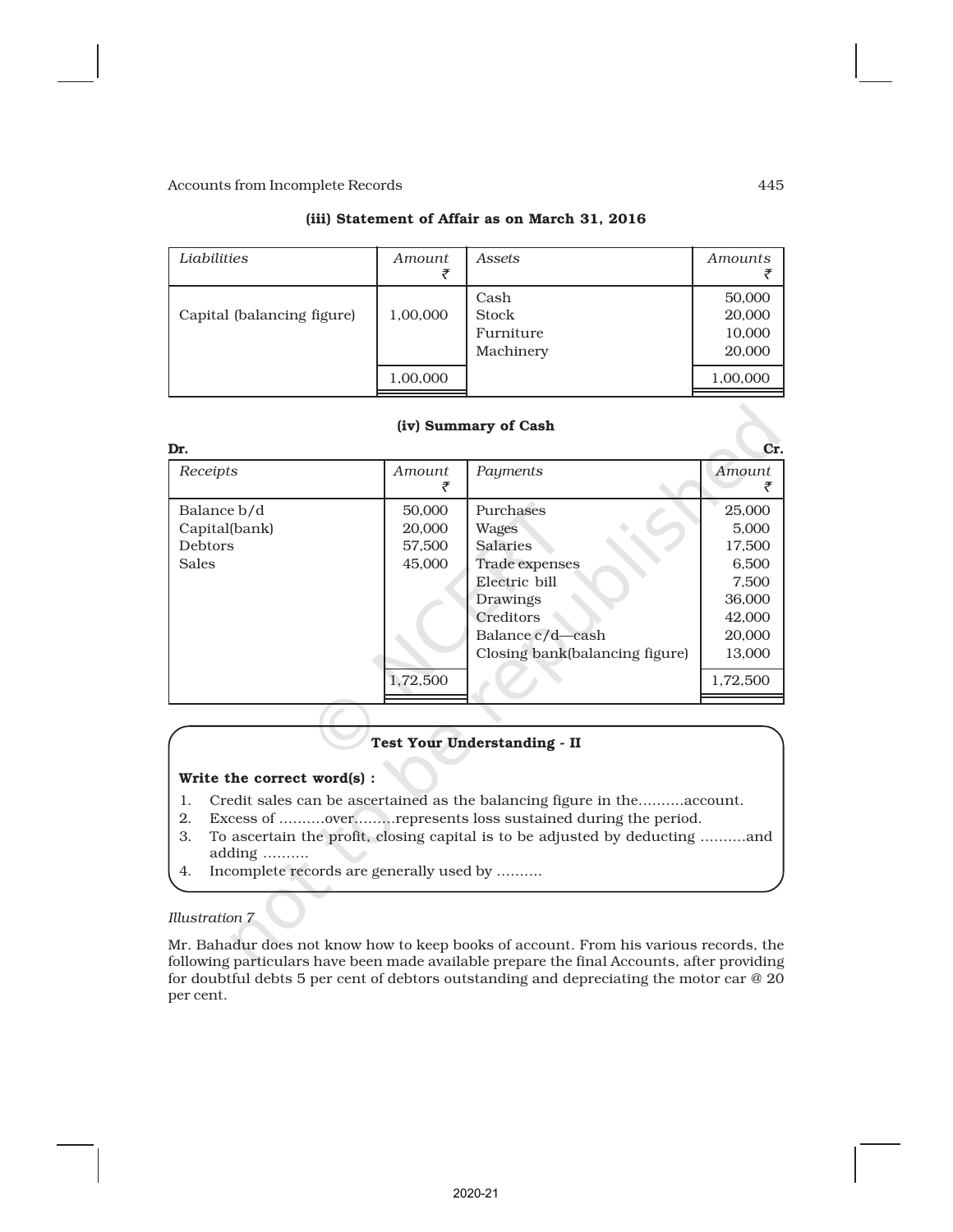### (iii) Statement of Affair as on March 31, 2016

| *Liabilities* | *Amount* ₹ | *Assets* | *Amounts* ₹ |
|---|---|---|---|
| Capital (balancing figure) | 1,00,000 | Cash | 50,000 |
| | | Stock | 20,000 |
| | | Furniture | 10,000 |
| | | Machinery | 20,000 |
| | 1,00,000 | | 1,00,000 |

### (iv) Summary of Cash

**Dr.** | **Cr.**

| *Receipts* | *Amount* ₹ | *Payments* | *Amount* ₹ |
|---|---|---|---|
| Balance b/d | 50,000 | Purchases | 25,000 |
| Capital(bank) | 20,000 | Wages | 5,000 |
| Debtors | 57,500 | Salaries | 17,500 |
| Sales | 45,000 | Trade expenses | 6,500 |
| | | Electric bill | 7,500 |
| | | Drawings | 36,000 |
| | | Creditors | 42,000 |
| | | Balance c/d—cash | 20,000 |
| | | Closing bank(balancing figure) | 13,000 |
| | 1,72,500 | | 1,72,500 |

**Test Your Understanding - II**

**Write the correct word(s) :**

1. Credit sales can be ascertained as the balancing figure in the..........account.
2. Excess of ..........over.........represents loss sustained during the period.
3. To ascertain the profit, closing capital is to be adjusted by deducting ..........and adding ..........
4. Incomplete records are generally used by ..........

*Illustration 7*

Mr. Bahadur does not know how to keep books of account. From his various records, the following particulars have been made available prepare the final Accounts, after providing for doubtful debts 5 per cent of debtors outstanding and depreciating the motor car @ 20 per cent.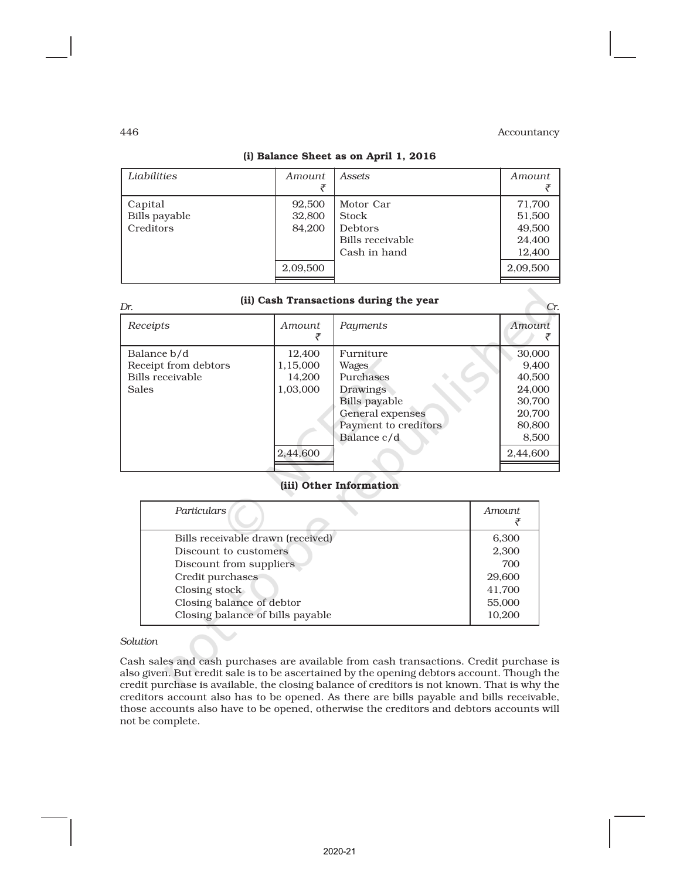**(i) Balance Sheet as on April 1, 2016**

| *Liabilities* | *Amount* ₹ | *Assets* | *Amount* ₹ |
|---|---|---|---|
| Capital | 92,500 | Motor Car | 71,700 |
| Bills payable | 32,800 | Stock | 51,500 |
| Creditors | 84,200 | Debtors | 49,500 |
| | | Bills receivable | 24,400 |
| | | Cash in hand | 12,400 |
| | 2,09,500 | | 2,09,500 |

**(ii) Cash Transactions during the year**

Dr. Cr.

| *Receipts* | *Amount* ₹ | *Payments* | *Amount* ₹ |
|---|---|---|---|
| Balance b/d | 12,400 | Furniture | 30,000 |
| Receipt from debtors | 1,15,000 | Wages | 9,400 |
| Bills receivable | 14,200 | Purchases | 40,500 |
| Sales | 1,03,000 | Drawings | 24,000 |
| | | Bills payable | 30,700 |
| | | General expenses | 20,700 |
| | | Payment to creditors | 80,800 |
| | | Balance c/d | 8,500 |
| | 2,44,600 | | 2,44,600 |

**(iii) Other Information**

| *Particulars* | *Amount* ₹ |
|---|---|
| Bills receivable drawn (received) | 6,300 |
| Discount to customers | 2,300 |
| Discount from suppliers | 700 |
| Credit purchases | 29,600 |
| Closing stock | 41,700 |
| Closing balance of debtor | 55,000 |
| Closing balance of bills payable | 10,200 |

*Solution*

Cash sales and cash purchases are available from cash transactions. Credit purchase is also given. But credit sale is to be ascertained by the opening debtors account. Though the credit purchase is available, the closing balance of creditors is not known. That is why the creditors account also has to be opened. As there are bills payable and bills receivable, those accounts also have to be opened, otherwise the creditors and debtors accounts will not be complete.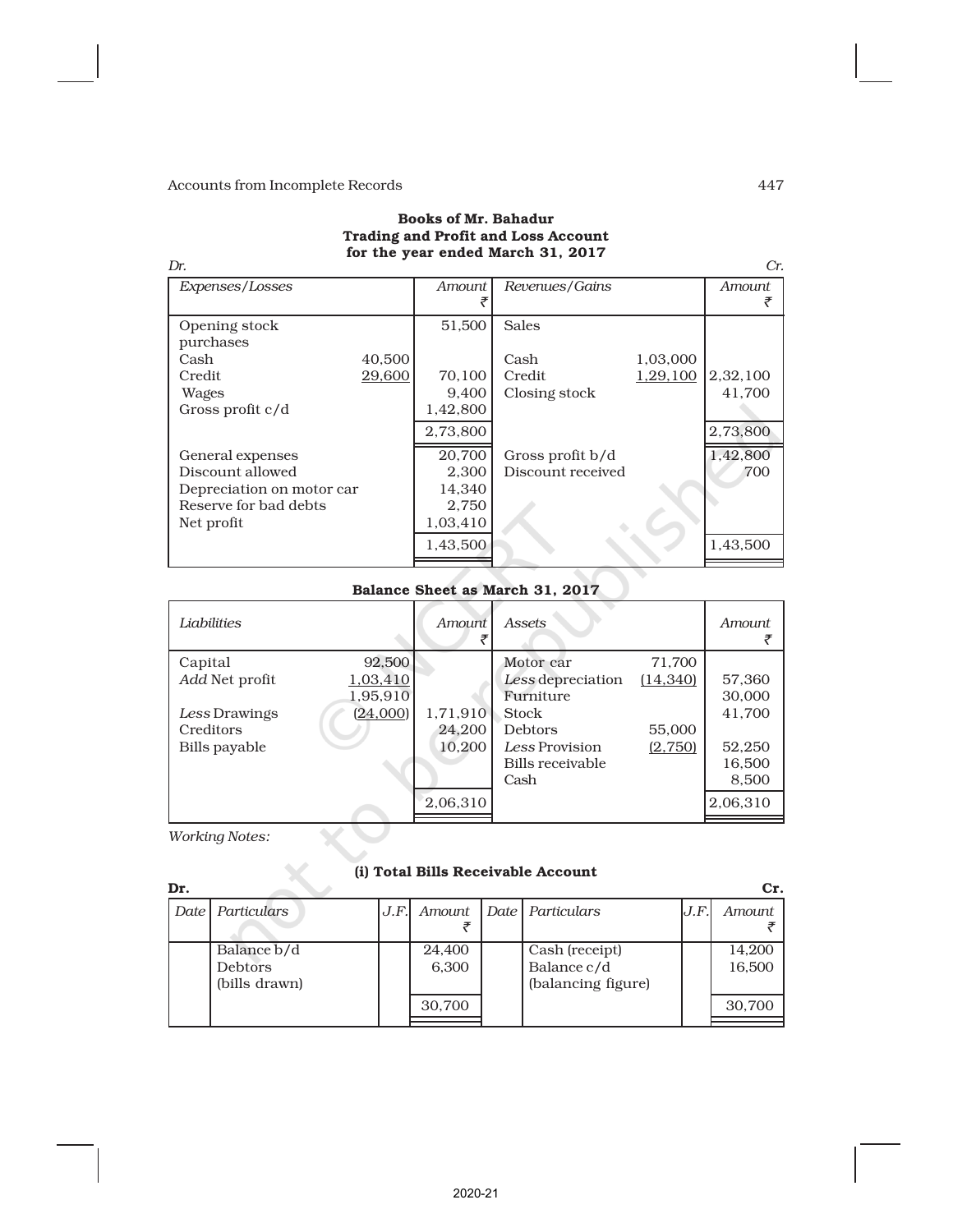**Books of Mr. Bahadur**
**Trading and Profit and Loss Account**
**for the year ended March 31, 2017**

| Dr. | | | | | Cr. |
|---|---|---|---|---|---|
| *Expenses/Losses* | | *Amount* ₹ | *Revenues/Gains* | | *Amount* ₹ |
| Opening stock | | 51,500 | Sales | | |
| purchases | | | | | |
| Cash | 40,500 | | Cash | 1,03,000 | |
| Credit | 29,600 | 70,100 | Credit | 1,29,100 | 2,32,100 |
| Wages | | 9,400 | Closing stock | | 41,700 |
| Gross profit c/d | | 1,42,800 | | | |
| | | 2,73,800 | | | 2,73,800 |
| General expenses | | 20,700 | Gross profit b/d | | 1,42,800 |
| Discount allowed | | 2,300 | Discount received | | 700 |
| Depreciation on motor car | | 14,340 | | | |
| Reserve for bad debts | | 2,750 | | | |
| Net profit | | 1,03,410 | | | |
| | | 1,43,500 | | | 1,43,500 |

**Balance Sheet as March 31, 2017**

| *Liabilities* | | *Amount* ₹ | *Assets* | | *Amount* ₹ |
|---|---|---|---|---|---|
| Capital | 92,500 | | Motor car | 71,700 | |
| *Add* Net profit | 1,03,410 | | *Less* depreciation | (14,340) | 57,360 |
| | 1,95,910 | | Furniture | | 30,000 |
| *Less* Drawings | (24,000) | 1,71,910 | Stock | | 41,700 |
| Creditors | | 24,200 | Debtors | 55,000 | |
| Bills payable | | 10,200 | *Less* Provision | (2,750) | 52,250 |
| | | | Bills receivable | | 16,500 |
| | | | Cash | | 8,500 |
| | | 2,06,310 | | | 2,06,310 |

*Working Notes:*

**(i) Total Bills Receivable Account**

| Dr. | | | | | | | Cr. |
|---|---|---|---|---|---|---|---|
| *Date* | *Particulars* | *J.F.* | *Amount* ₹ | *Date* | *Particulars* | *J.F.* | *Amount* ₹ |
| | Balance b/d | | 24,400 | | Cash (receipt) | | 14,200 |
| | Debtors (bills drawn) | | 6,300 | | Balance c/d (balancing figure) | | 16,500 |
| | | | 30,700 | | | | 30,700 |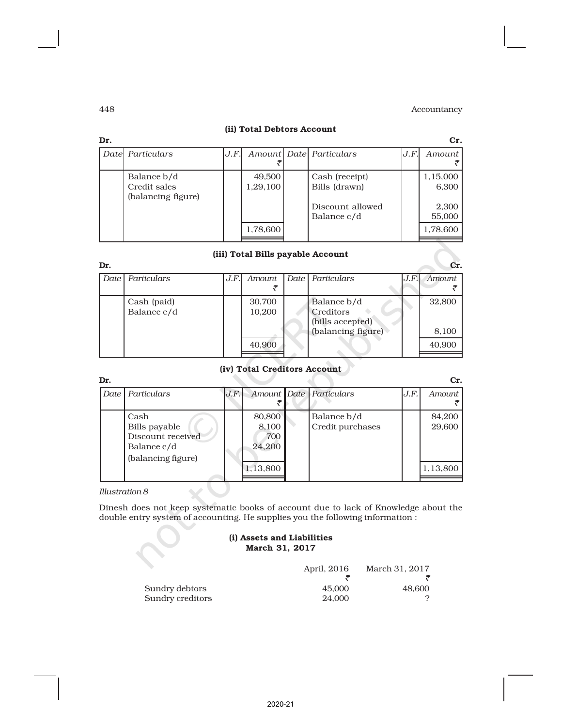### (ii) Total Debtors Account

**Dr.** **Cr.**

| Date | Particulars | J.F. | Amount ₹ | Date | Particulars | J.F. | Amount ₹ |
|---|---|---|---|---|---|---|---|
| | Balance b/d | | 49,500 | | Cash (receipt) | | 1,15,000 |
| | Credit sales (balancing figure) | | 1,29,100 | | Bills (drawn) | | 6,300 |
| | | | | | Discount allowed | | 2,300 |
| | | | | | Balance c/d | | 55,000 |
| | | | 1,78,600 | | | | 1,78,600 |

### (iii) Total Bills payable Account

**Dr.** **Cr.**

| Date | Particulars | J.F. | Amount ₹ | Date | Particulars | J.F. | Amount ₹ |
|---|---|---|---|---|---|---|---|
| | Cash (paid) | | 30,700 | | Balance b/d | | 32,800 |
| | Balance c/d | | 10,200 | | Creditors (bills accepted) (balancing figure) | | 8,100 |
| | | | 40,900 | | | | 40,900 |

### (iv) Total Creditors Account

**Dr.** **Cr.**

| Date | Particulars | J.F. | Amount ₹ | Date | Particulars | J.F. | Amount ₹ |
|---|---|---|---|---|---|---|---|
| | Cash | | 80,800 | | Balance b/d | | 84,200 |
| | Bills payable | | 8,100 | | Credit purchases | | 29,600 |
| | Discount received | | 700 | | | | |
| | Balance c/d (balancing figure) | | 24,200 | | | | |
| | | | 1,13,800 | | | | 1,13,800 |

*Illustration 8*

Dinesh does not keep systematic books of account due to lack of Knowledge about the double entry system of accounting. He supplies you the following information :

**(i) Assets and Liabilities**
**March 31, 2017**

| | April, 2016 ₹ | March 31, 2017 ₹ |
|---|---|---|
| Sundry debtors | 45,000 | 48,600 |
| Sundry creditors | 24,000 | ? |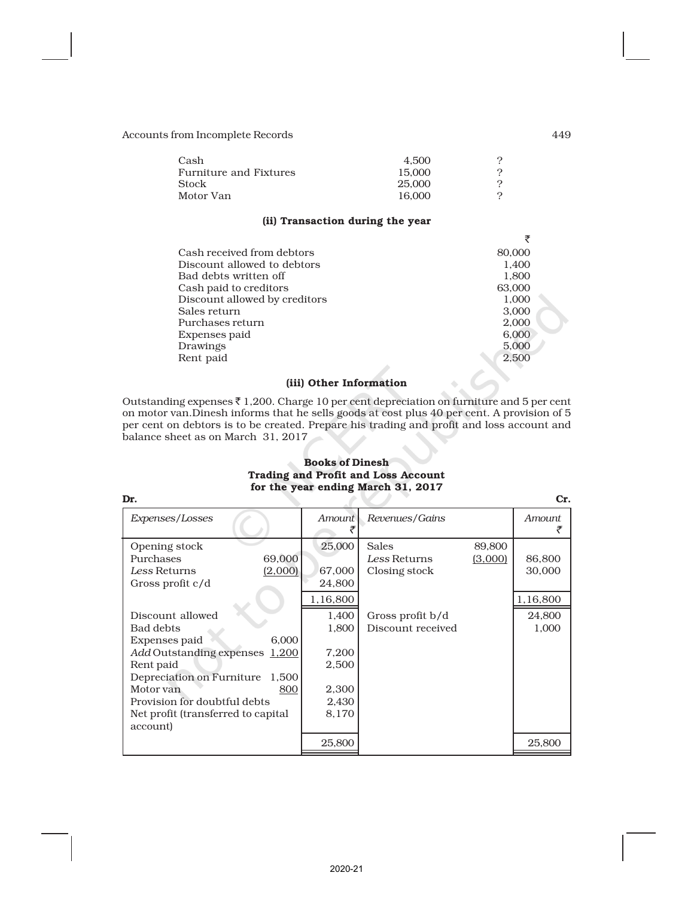| | | |
|---|---|---|
| Cash | 4,500 | ? |
| Furniture and Fixtures | 15,000 | ? |
| Stock | 25,000 | ? |
| Motor Van | 16,000 | ? |

**(ii) Transaction during the year**

| | ₹ |
|---|---|
| Cash received from debtors | 80,000 |
| Discount allowed to debtors | 1,400 |
| Bad debts written off | 1,800 |
| Cash paid to creditors | 63,000 |
| Discount allowed by creditors | 1,000 |
| Sales return | 3,000 |
| Purchases return | 2,000 |
| Expenses paid | 6,000 |
| Drawings | 5,000 |
| Rent paid | 2,500 |

**(iii) Other Information**

Outstanding expenses ₹ 1,200. Charge 10 per cent depreciation on furniture and 5 per cent on motor van.Dinesh informs that he sells goods at cost plus 40 per cent. A provision of 5 per cent on debtors is to be created. Prepare his trading and profit and loss account and balance sheet as on March 31, 2017

**Books of Dinesh**
**Trading and Profit and Loss Account**
**for the year ending March 31, 2017**

**Dr.** **Cr.**

| *Expenses/Losses* | | *Amount* ₹ | *Revenues/Gains* | | *Amount* ₹ |
|---|---|---|---|---|---|
| Opening stock | | 25,000 | Sales | 89,800 | |
| Purchases | 69,000 | | *Less* Returns | (3,000) | 86,800 |
| *Less* Returns | (2,000) | 67,000 | Closing stock | | 30,000 |
| Gross profit c/d | | 24,800 | | | |
| | | 1,16,800 | | | 1,16,800 |
| Discount allowed | | 1,400 | Gross profit b/d | | 24,800 |
| Bad debts | | 1,800 | Discount received | | 1,000 |
| Expenses paid | 6,000 | | | | |
| *Add* Outstanding expenses | 1,200 | 7,200 | | | |
| Rent paid | | 2,500 | | | |
| Depreciation on Furniture | 1,500 | | | | |
| Motor van | 800 | 2,300 | | | |
| Provision for doubtful debts | | 2,430 | | | |
| Net profit (transferred to capital account) | | 8,170 | | | |
| | | 25,800 | | | 25,800 |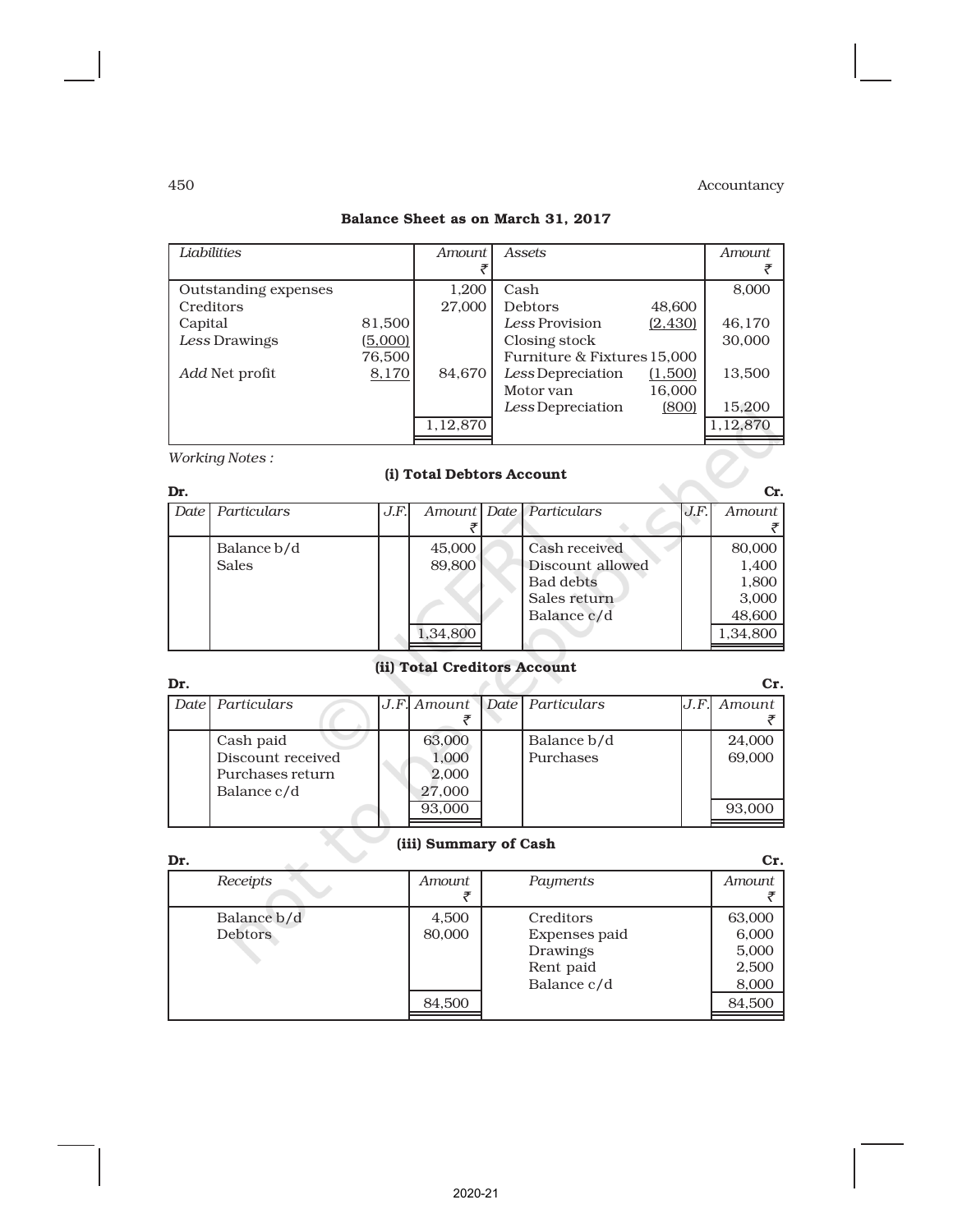**Balance Sheet as on March 31, 2017**

| Liabilities | | Amount ₹ | Assets | | Amount ₹ |
|---|---|---|---|---|---|
| Outstanding expenses | | 1,200 | Cash | | 8,000 |
| Creditors | | 27,000 | Debtors | 48,600 | |
| Capital | 81,500 | | *Less* Provision | (2,430) | 46,170 |
| *Less* Drawings | (5,000) | | Closing stock | | 30,000 |
| | 76,500 | | Furniture & Fixtures | 15,000 | |
| *Add* Net profit | 8,170 | 84,670 | *Less* Depreciation | (1,500) | 13,500 |
| | | | Motor van | 16,000 | |
| | | | *Less* Depreciation | (800) | 15,200 |
| | | 1,12,870 | | | 1,12,870 |

*Working Notes :*

**(i) Total Debtors Account**

Dr. Cr.

| Date | Particulars | J.F. | Amount ₹ | Date | Particulars | J.F. | Amount ₹ |
|---|---|---|---|---|---|---|---|
| | Balance b/d | | 45,000 | | Cash received | | 80,000 |
| | Sales | | 89,800 | | Discount allowed | | 1,400 |
| | | | | | Bad debts | | 1,800 |
| | | | | | Sales return | | 3,000 |
| | | | | | Balance c/d | | 48,600 |
| | | | 1,34,800 | | | | 1,34,800 |

**(ii) Total Creditors Account**

Dr. Cr.

| Date | Particulars | J.F. | Amount ₹ | Date | Particulars | J.F. | Amount ₹ |
|---|---|---|---|---|---|---|---|
| | Cash paid | | 63,000 | | Balance b/d | | 24,000 |
| | Discount received | | 1,000 | | Purchases | | 69,000 |
| | Purchases return | | 2,000 | | | | |
| | Balance c/d | | 27,000 | | | | |
| | | | 93,000 | | | | 93,000 |

**(iii) Summary of Cash**

Dr. Cr.

| Receipts | Amount ₹ | Payments | Amount ₹ |
|---|---|---|---|
| Balance b/d | 4,500 | Creditors | 63,000 |
| Debtors | 80,000 | Expenses paid | 6,000 |
| | | Drawings | 5,000 |
| | | Rent paid | 2,500 |
| | | Balance c/d | 8,000 |
| | 84,500 | | 84,500 |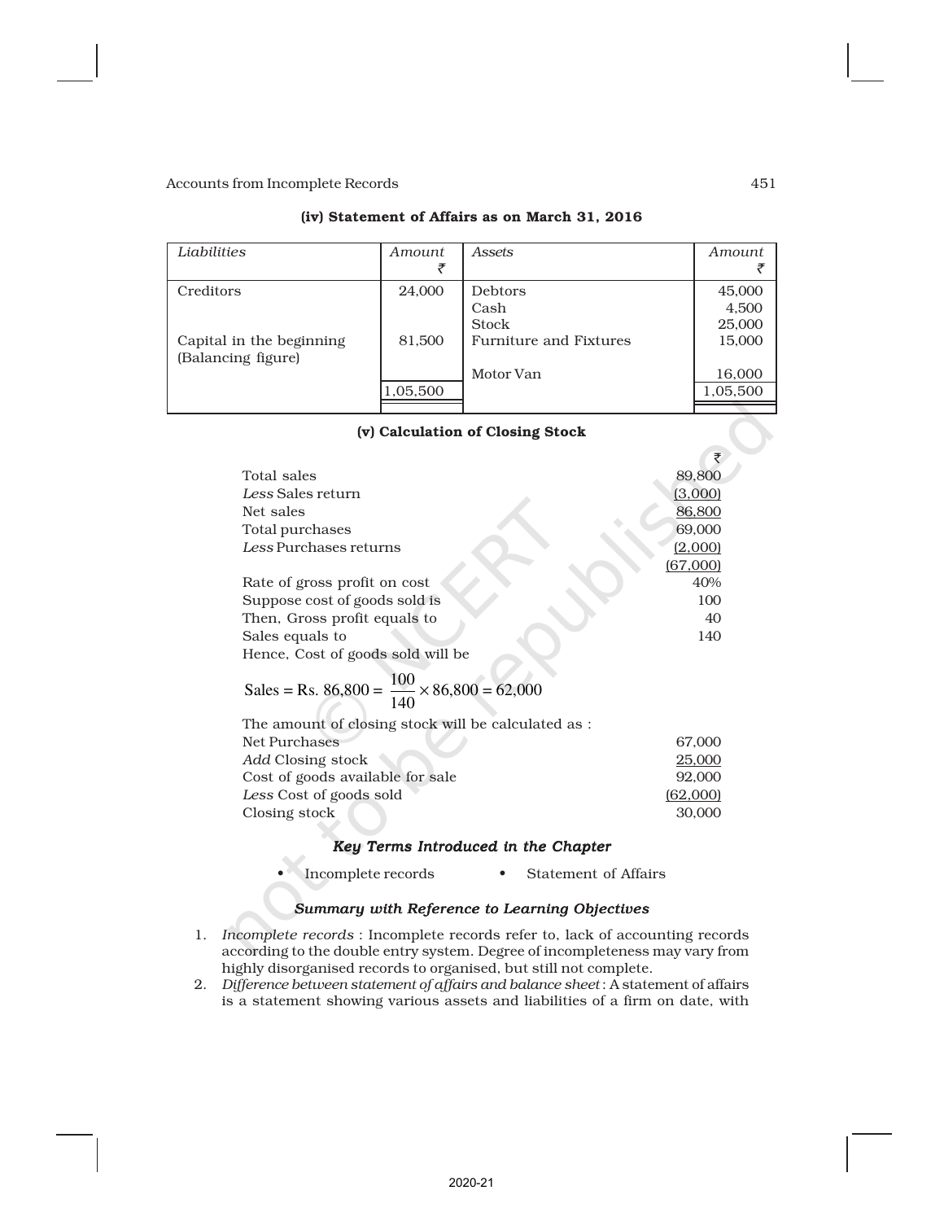### (iv) Statement of Affairs as on March 31, 2016

| *Liabilities* | *Amount* ₹ | *Assets* | *Amount* ₹ |
|---|---|---|---|
| Creditors | 24,000 | Debtors | 45,000 |
| | | Cash | 4,500 |
| | | Stock | 25,000 |
| Capital in the beginning (Balancing figure) | 81,500 | Furniture and Fixtures | 15,000 |
| | | Motor Van | 16,000 |
| | 1,05,500 | | 1,05,500 |

### (v) Calculation of Closing Stock

| | ₹ |
|---|---|
| Total sales | 89,800 |
| *Less* Sales return | (3,000) |
| Net sales | 86,800 |
| Total purchases | 69,000 |
| *Less* Purchases returns | (2,000) |
| | (67,000) |
| Rate of gross profit on cost | 40% |
| Suppose cost of goods sold is | 100 |
| Then, Gross profit equals to | 40 |
| Sales equals to | 140 |
| Hence, Cost of goods sold will be | |

$$\text{Sales} = \text{Rs. } 86{,}800 = \frac{100}{140} \times 86{,}800 = 62{,}000$$

The amount of closing stock will be calculated as :

| | |
|---|---|
| Net Purchases | 67,000 |
| *Add* Closing stock | 25,000 |
| Cost of goods available for sale | 92,000 |
| *Less* Cost of goods sold | (62,000) |
| Closing stock | 30,000 |

### *Key Terms Introduced in the Chapter*

- Incomplete records
- Statement of Affairs

### *Summary with Reference to Learning Objectives*

1. *Incomplete records* : Incomplete records refer to, lack of accounting records according to the double entry system. Degree of incompleteness may vary from highly disorganised records to organised, but still not complete.
2. *Difference between statement of affairs and balance sheet* : A statement of affairs is a statement showing various assets and liabilities of a firm on date, with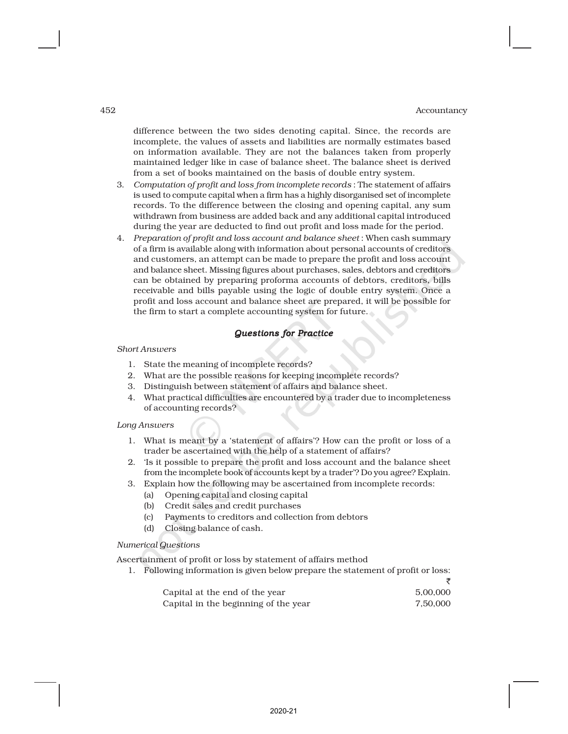difference between the two sides denoting capital. Since, the records are incomplete, the values of assets and liabilities are normally estimates based on information available. They are not the balances taken from properly maintained ledger like in case of balance sheet. The balance sheet is derived from a set of books maintained on the basis of double entry system.

3. *Computation of profit and loss from incomplete records* : The statement of affairs is used to compute capital when a firm has a highly disorganised set of incomplete records. To the difference between the closing and opening capital, any sum withdrawn from business are added back and any additional capital introduced during the year are deducted to find out profit and loss made for the period.
4. *Preparation of profit and loss account and balance sheet* : When cash summary of a firm is available along with information about personal accounts of creditors and customers, an attempt can be made to prepare the profit and loss account and balance sheet. Missing figures about purchases, sales, debtors and creditors can be obtained by preparing proforma accounts of debtors, creditors, bills receivable and bills payable using the logic of double entry system. Once a profit and loss account and balance sheet are prepared, it will be possible for the firm to start a complete accounting system for future.

## *Questions for Practice*

*Short Answers*

1. State the meaning of incomplete records?
2. What are the possible reasons for keeping incomplete records?
3. Distinguish between statement of affairs and balance sheet.
4. What practical difficulties are encountered by a trader due to incompleteness of accounting records?

*Long Answers*

1. What is meant by a 'statement of affairs'? How can the profit or loss of a trader be ascertained with the help of a statement of affairs?
2. 'Is it possible to prepare the profit and loss account and the balance sheet from the incomplete book of accounts kept by a trader'? Do you agree? Explain.
3. Explain how the following may be ascertained from incomplete records:
   (a) Opening capital and closing capital
   (b) Credit sales and credit purchases
   (c) Payments to creditors and collection from debtors
   (d) Closing balance of cash.

*Numerical Questions*

Ascertainment of profit or loss by statement of affairs method

1. Following information is given below prepare the statement of profit or loss:

| | ₹ |
|---|---|
| Capital at the end of the year | 5,00,000 |
| Capital in the beginning of the year | 7,50,000 |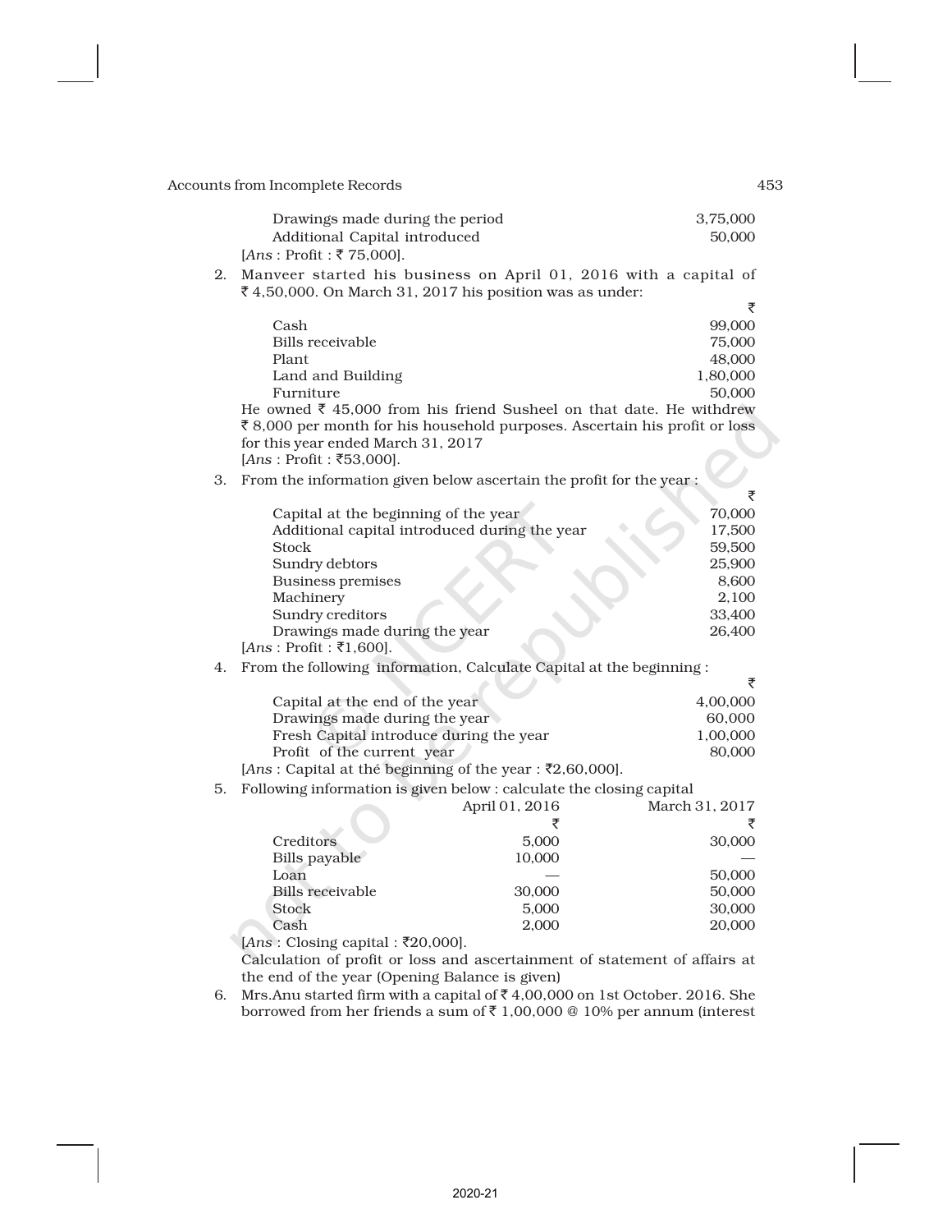| | ₹ |
|---|---|
| Drawings made during the period | 3,75,000 |
| Additional Capital introduced | 50,000 |

[*Ans* : Profit : ₹ 75,000].

2. Manveer started his business on April 01, 2016 with a capital of ₹ 4,50,000. On March 31, 2017 his position was as under:

| | ₹ |
|---|---|
| Cash | 99,000 |
| Bills receivable | 75,000 |
| Plant | 48,000 |
| Land and Building | 1,80,000 |
| Furniture | 50,000 |

He owned ₹ 45,000 from his friend Susheel on that date. He withdrew ₹ 8,000 per month for his household purposes. Ascertain his profit or loss for this year ended March 31, 2017

[*Ans* : Profit : ₹53,000].

3. From the information given below ascertain the profit for the year :

| | ₹ |
|---|---|
| Capital at the beginning of the year | 70,000 |
| Additional capital introduced during the year | 17,500 |
| Stock | 59,500 |
| Sundry debtors | 25,900 |
| Business premises | 8,600 |
| Machinery | 2,100 |
| Sundry creditors | 33,400 |
| Drawings made during the year | 26,400 |

[*Ans* : Profit : ₹1,600].

4. From the following information, Calculate Capital at the beginning :

| | ₹ |
|---|---|
| Capital at the end of the year | 4,00,000 |
| Drawings made during the year | 60,000 |
| Fresh Capital introduce during the year | 1,00,000 |
| Profit of the current year | 80,000 |

[*Ans* : Capital at thé beginning of the year : ₹2,60,000].

5. Following information is given below : calculate the closing capital

| | April 01, 2016 | March 31, 2017 |
|---|---|---|
| | ₹ | ₹ |
| Creditors | 5,000 | 30,000 |
| Bills payable | 10,000 | — |
| Loan | — | 50,000 |
| Bills receivable | 30,000 | 50,000 |
| Stock | 5,000 | 30,000 |
| Cash | 2,000 | 20,000 |

[*Ans* : Closing capital : ₹20,000].

Calculation of profit or loss and ascertainment of statement of affairs at the end of the year (Opening Balance is given)

6. Mrs.Anu started firm with a capital of ₹ 4,00,000 on 1st October. 2016. She borrowed from her friends a sum of ₹ 1,00,000 @ 10% per annum (interest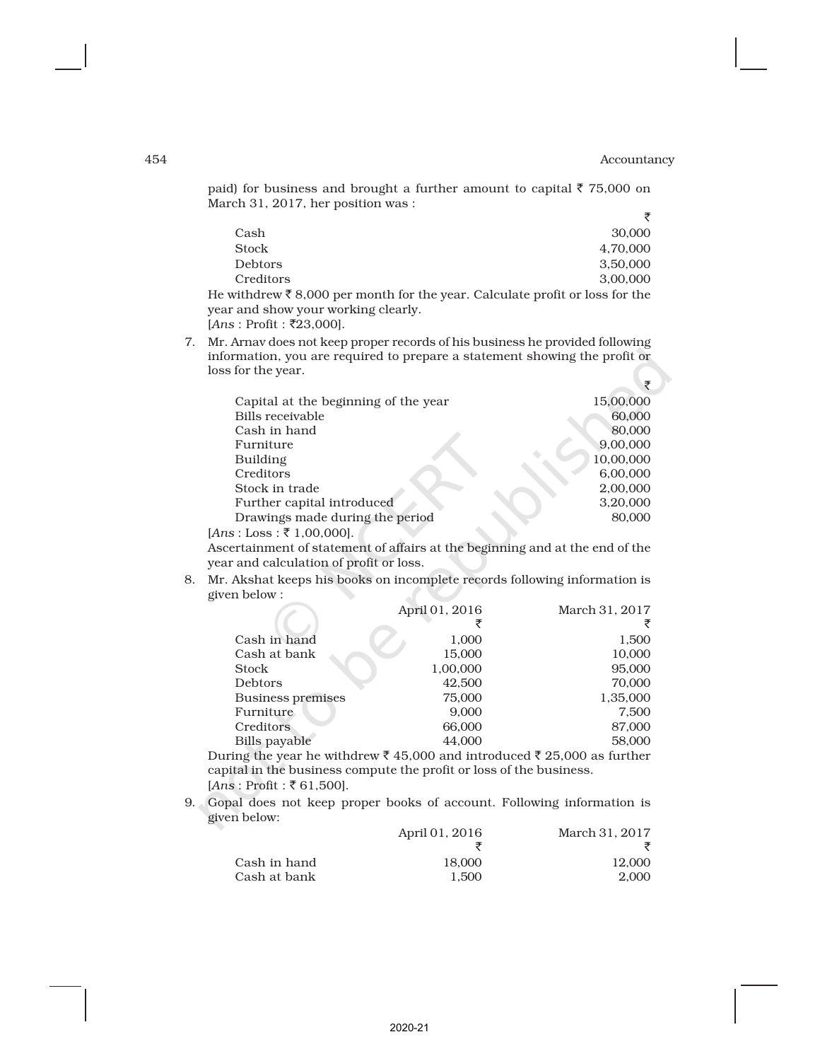paid) for business and brought a further amount to capital ₹ 75,000 on March 31, 2017, her position was :

| | ₹ |
|---|---|
| Cash | 30,000 |
| Stock | 4,70,000 |
| Debtors | 3,50,000 |
| Creditors | 3,00,000 |

He withdrew ₹ 8,000 per month for the year. Calculate profit or loss for the year and show your working clearly.
[*Ans* : Profit : ₹23,000].

7. Mr. Arnav does not keep proper records of his business he provided following information, you are required to prepare a statement showing the profit or loss for the year.

| | ₹ |
|---|---|
| Capital at the beginning of the year | 15,00,000 |
| Bills receivable | 60,000 |
| Cash in hand | 80,000 |
| Furniture | 9,00,000 |
| Building | 10,00,000 |
| Creditors | 6,00,000 |
| Stock in trade | 2,00,000 |
| Further capital introduced | 3,20,000 |
| Drawings made during the period | 80,000 |

[*Ans* : Loss : ₹ 1,00,000].
Ascertainment of statement of affairs at the beginning and at the end of the year and calculation of profit or loss.

8. Mr. Akshat keeps his books on incomplete records following information is given below :

| | April 01, 2016 ₹ | March 31, 2017 ₹ |
|---|---|---|
| Cash in hand | 1,000 | 1,500 |
| Cash at bank | 15,000 | 10,000 |
| Stock | 1,00,000 | 95,000 |
| Debtors | 42,500 | 70,000 |
| Business premises | 75,000 | 1,35,000 |
| Furniture | 9,000 | 7,500 |
| Creditors | 66,000 | 87,000 |
| Bills payable | 44,000 | 58,000 |

During the year he withdrew ₹ 45,000 and introduced ₹ 25,000 as further capital in the business compute the profit or loss of the business.
[*Ans* : Profit : ₹ 61,500].

9. Gopal does not keep proper books of account. Following information is given below:

| | April 01, 2016 ₹ | March 31, 2017 ₹ |
|---|---|---|
| Cash in hand | 18,000 | 12,000 |
| Cash at bank | 1,500 | 2,000 |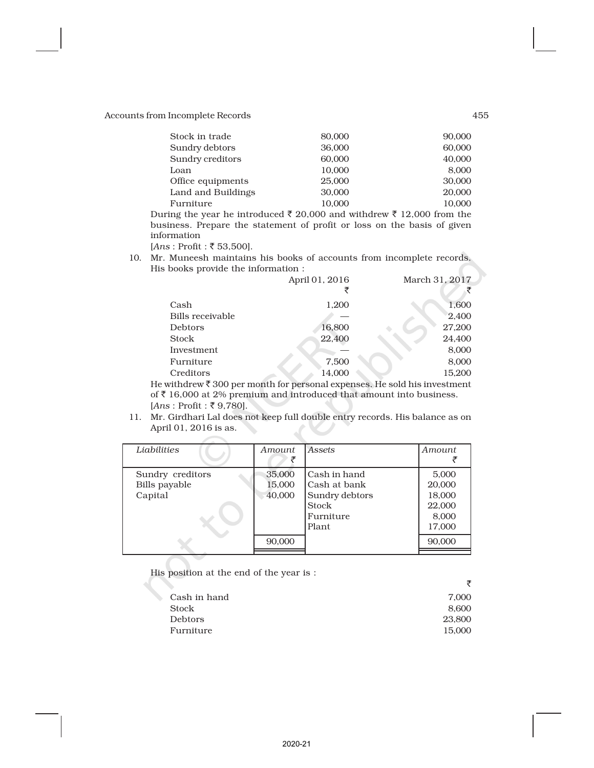| | | |
|---|---|---|
| Stock in trade | 80,000 | 90,000 |
| Sundry debtors | 36,000 | 60,000 |
| Sundry creditors | 60,000 | 40,000 |
| Loan | 10,000 | 8,000 |
| Office equipments | 25,000 | 30,000 |
| Land and Buildings | 30,000 | 20,000 |
| Furniture | 10,000 | 10,000 |

During the year he introduced ₹ 20,000 and withdrew ₹ 12,000 from the business. Prepare the statement of profit or loss on the basis of given information

[*Ans* : Profit : ₹ 53,500].

10. Mr. Muneesh maintains his books of accounts from incomplete records. His books provide the information :

| | April 01, 2016 ₹ | March 31, 2017 ₹ |
|---|---|---|
| Cash | 1,200 | 1,600 |
| Bills receivable | — | 2,400 |
| Debtors | 16,800 | 27,200 |
| Stock | 22,400 | 24,400 |
| Investment | — | 8,000 |
| Furniture | 7,500 | 8,000 |
| Creditors | 14,000 | 15,200 |

He withdrew ₹ 300 per month for personal expenses. He sold his investment of ₹ 16,000 at 2% premium and introduced that amount into business.

[*Ans* : Profit : ₹ 9,780].

11. Mr. Girdhari Lal does not keep full double entry records. His balance as on April 01, 2016 is as.

| *Liabilities* | *Amount* ₹ | *Assets* | *Amount* ₹ |
|---|---|---|---|
| Sundry creditors | 35,000 | Cash in hand | 5,000 |
| Bills payable | 15,000 | Cash at bank | 20,000 |
| Capital | 40,000 | Sundry debtors | 18,000 |
| | | Stock | 22,000 |
| | | Furniture | 8,000 |
| | | Plant | 17,000 |
| | 90,000 | | 90,000 |

His position at the end of the year is :

| | ₹ |
|---|---|
| Cash in hand | 7,000 |
| Stock | 8,600 |
| Debtors | 23,800 |
| Furniture | 15,000 |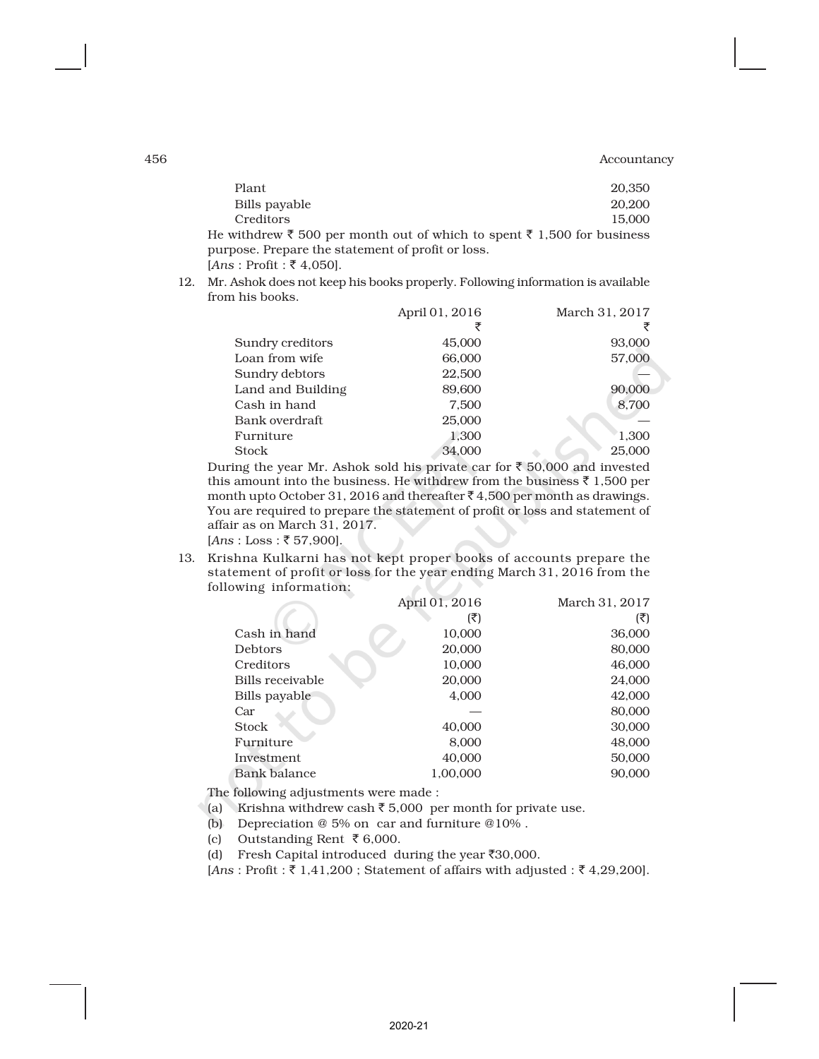| | |
|---|---|
| Plant | 20,350 |
| Bills payable | 20,200 |
| Creditors | 15,000 |

He withdrew ₹ 500 per month out of which to spent ₹ 1,500 for business purpose. Prepare the statement of profit or loss.
[*Ans* : Profit : ₹ 4,050].

12. Mr. Ashok does not keep his books properly. Following information is available from his books.

| | April 01, 2016 | March 31, 2017 |
|---|---|---|
| | ₹ | ₹ |
| Sundry creditors | 45,000 | 93,000 |
| Loan from wife | 66,000 | 57,000 |
| Sundry debtors | 22,500 | — |
| Land and Building | 89,600 | 90,000 |
| Cash in hand | 7,500 | 8,700 |
| Bank overdraft | 25,000 | — |
| Furniture | 1,300 | 1,300 |
| Stock | 34,000 | 25,000 |

During the year Mr. Ashok sold his private car for ₹ 50,000 and invested this amount into the business. He withdrew from the business ₹ 1,500 per month upto October 31, 2016 and thereafter ₹ 4,500 per month as drawings. You are required to prepare the statement of profit or loss and statement of affair as on March 31, 2017.
[*Ans* : Loss : ₹ 57,900].

13. Krishna Kulkarni has not kept proper books of accounts prepare the statement of profit or loss for the year ending March 31, 2016 from the following information:

| | April 01, 2016 | March 31, 2017 |
|---|---|---|
| | (₹) | (₹) |
| Cash in hand | 10,000 | 36,000 |
| Debtors | 20,000 | 80,000 |
| Creditors | 10,000 | 46,000 |
| Bills receivable | 20,000 | 24,000 |
| Bills payable | 4,000 | 42,000 |
| Car | — | 80,000 |
| Stock | 40,000 | 30,000 |
| Furniture | 8,000 | 48,000 |
| Investment | 40,000 | 50,000 |
| Bank balance | 1,00,000 | 90,000 |

The following adjustments were made :

(a) Krishna withdrew cash ₹ 5,000 per month for private use.
(b) Depreciation @ 5% on car and furniture @10% .
(c) Outstanding Rent ₹ 6,000.
(d) Fresh Capital introduced during the year ₹30,000.

[*Ans* : Profit : ₹ 1,41,200 ; Statement of affairs with adjusted : ₹ 4,29,200].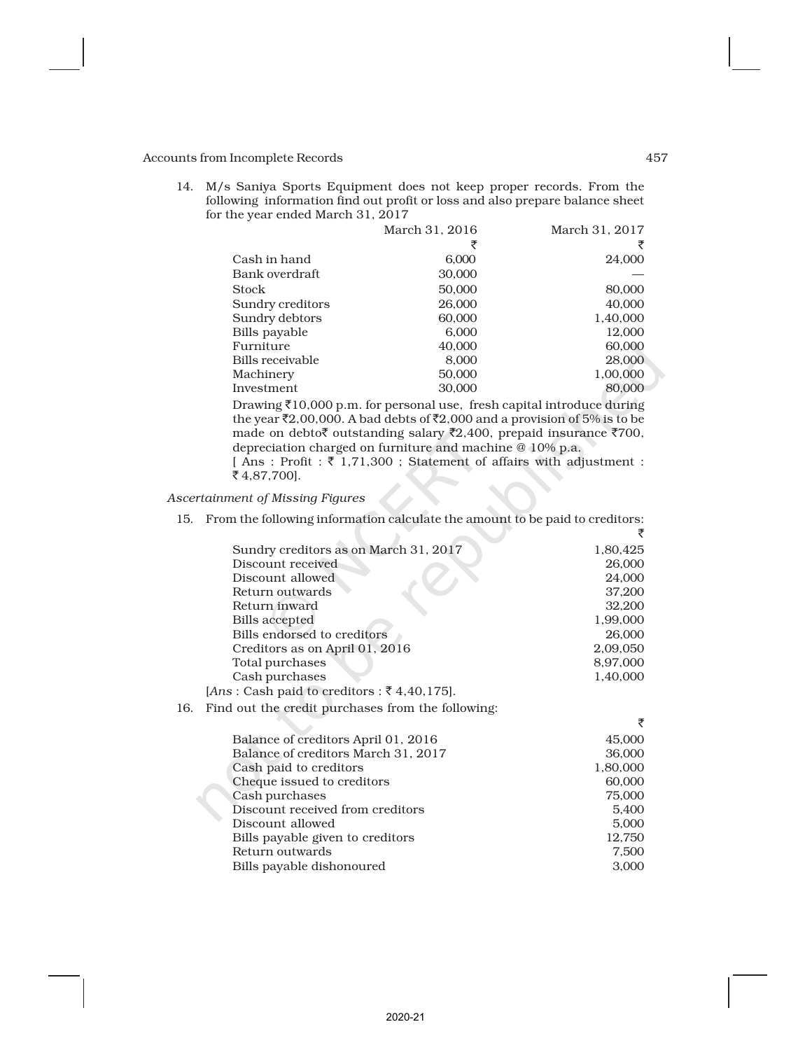14. M/s Saniya Sports Equipment does not keep proper records. From the following information find out profit or loss and also prepare balance sheet for the year ended March 31, 2017

| | March 31, 2016 | March 31, 2017 |
|---|---|---|
| | ₹ | ₹ |
| Cash in hand | 6,000 | 24,000 |
| Bank overdraft | 30,000 | — |
| Stock | 50,000 | 80,000 |
| Sundry creditors | 26,000 | 40,000 |
| Sundry debtors | 60,000 | 1,40,000 |
| Bills payable | 6,000 | 12,000 |
| Furniture | 40,000 | 60,000 |
| Bills receivable | 8,000 | 28,000 |
| Machinery | 50,000 | 1,00,000 |
| Investment | 30,000 | 80,000 |

Drawing ₹10,000 p.m. for personal use, fresh capital introduce during the year ₹2,00,000. A bad debts of ₹2,000 and a provision of 5% is to be made on debto₹ outstanding salary ₹2,400, prepaid insurance ₹700, depreciation charged on furniture and machine @ 10% p.a.

[ Ans : Profit : ₹ 1,71,300 ; Statement of affairs with adjustment : ₹ 4,87,700].

*Ascertainment of Missing Figures*

15. From the following information calculate the amount to be paid to creditors:

| | ₹ |
|---|---|
| Sundry creditors as on March 31, 2017 | 1,80,425 |
| Discount received | 26,000 |
| Discount allowed | 24,000 |
| Return outwards | 37,200 |
| Return inward | 32,200 |
| Bills accepted | 1,99,000 |
| Bills endorsed to creditors | 26,000 |
| Creditors as on April 01, 2016 | 2,09,050 |
| Total purchases | 8,97,000 |
| Cash purchases | 1,40,000 |

[*Ans* : Cash paid to creditors : ₹ 4,40,175].

16. Find out the credit purchases from the following:

| | ₹ |
|---|---|
| Balance of creditors April 01, 2016 | 45,000 |
| Balance of creditors March 31, 2017 | 36,000 |
| Cash paid to creditors | 1,80,000 |
| Cheque issued to creditors | 60,000 |
| Cash purchases | 75,000 |
| Discount received from creditors | 5,400 |
| Discount allowed | 5,000 |
| Bills payable given to creditors | 12,750 |
| Return outwards | 7,500 |
| Bills payable dishonoured | 3,000 |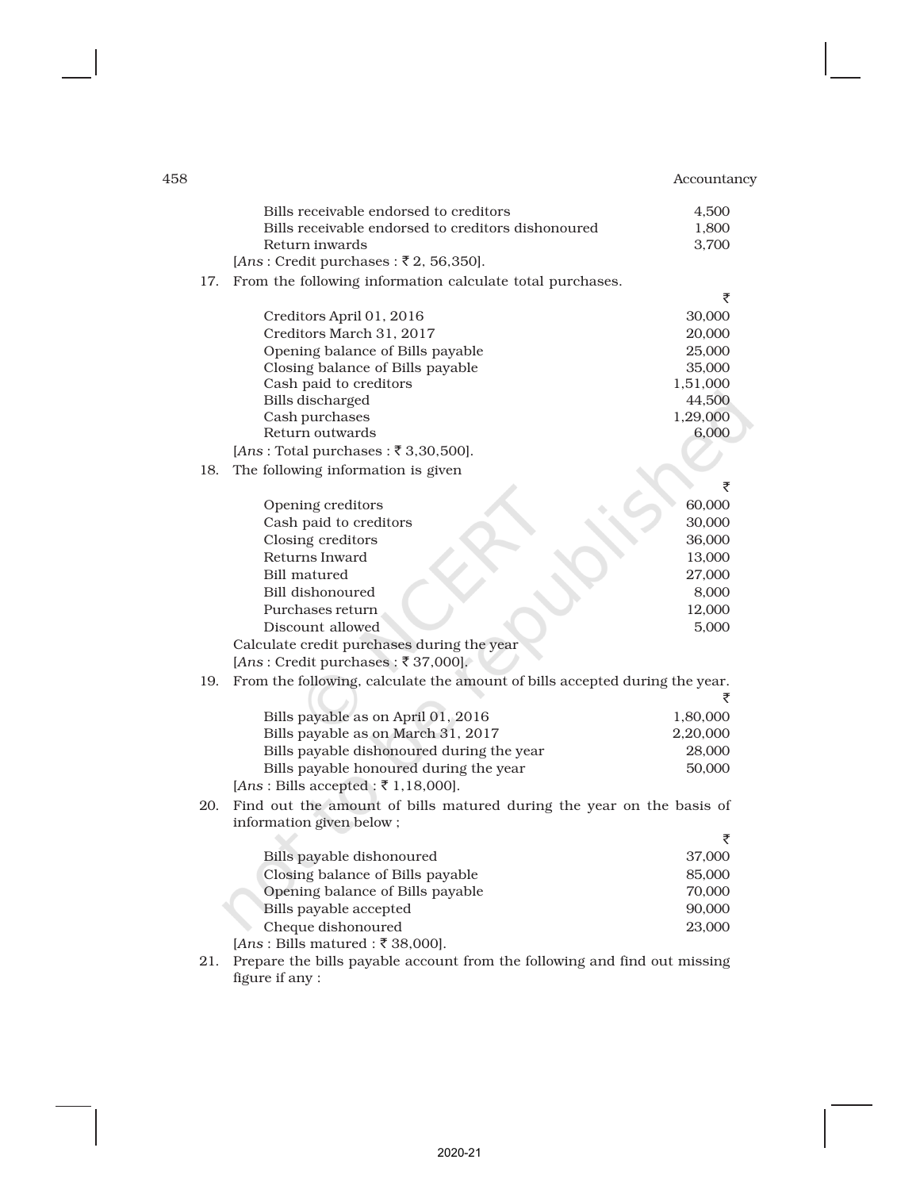| | |
|---|---|
| Bills receivable endorsed to creditors | 4,500 |
| Bills receivable endorsed to creditors dishonoured | 1,800 |
| Return inwards | 3,700 |

[*Ans* : Credit purchases : ₹ 2, 56,350].

17. From the following information calculate total purchases.

| | ₹ |
|---|---|
| Creditors April 01, 2016 | 30,000 |
| Creditors March 31, 2017 | 20,000 |
| Opening balance of Bills payable | 25,000 |
| Closing balance of Bills payable | 35,000 |
| Cash paid to creditors | 1,51,000 |
| Bills discharged | 44,500 |
| Cash purchases | 1,29,000 |
| Return outwards | 6,000 |

[*Ans* : Total purchases : ₹ 3,30,500].

18. The following information is given

| | ₹ |
|---|---|
| Opening creditors | 60,000 |
| Cash paid to creditors | 30,000 |
| Closing creditors | 36,000 |
| Returns Inward | 13,000 |
| Bill matured | 27,000 |
| Bill dishonoured | 8,000 |
| Purchases return | 12,000 |
| Discount allowed | 5,000 |

Calculate credit purchases during the year

[*Ans* : Credit purchases : ₹ 37,000].

19. From the following, calculate the amount of bills accepted during the year.

| | ₹ |
|---|---|
| Bills payable as on April 01, 2016 | 1,80,000 |
| Bills payable as on March 31, 2017 | 2,20,000 |
| Bills payable dishonoured during the year | 28,000 |
| Bills payable honoured during the year | 50,000 |

[*Ans* : Bills accepted : ₹ 1,18,000].

20. Find out the amount of bills matured during the year on the basis of information given below ;

| | ₹ |
|---|---|
| Bills payable dishonoured | 37,000 |
| Closing balance of Bills payable | 85,000 |
| Opening balance of Bills payable | 70,000 |
| Bills payable accepted | 90,000 |
| Cheque dishonoured | 23,000 |

[*Ans* : Bills matured : ₹ 38,000].

21. Prepare the bills payable account from the following and find out missing figure if any :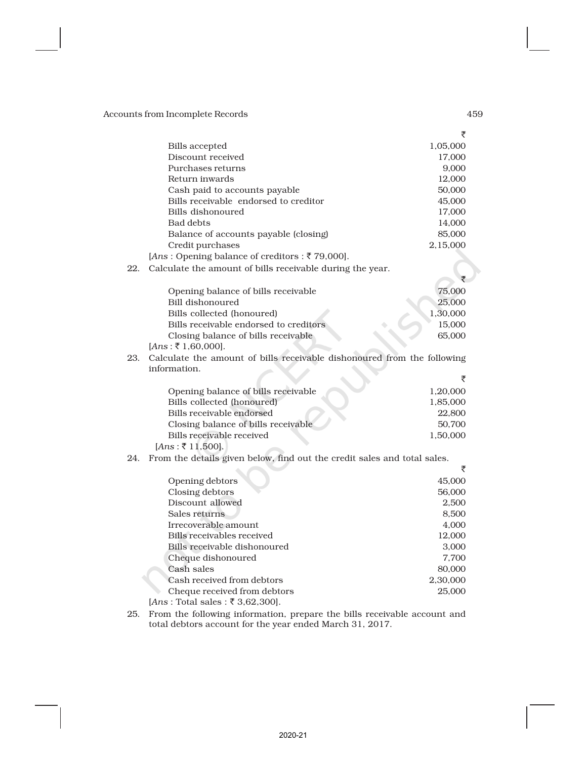| | ₹ |
|---|---|
| Bills accepted | 1,05,000 |
| Discount received | 17,000 |
| Purchases returns | 9,000 |
| Return inwards | 12,000 |
| Cash paid to accounts payable | 50,000 |
| Bills receivable endorsed to creditor | 45,000 |
| Bills dishonoured | 17,000 |
| Bad debts | 14,000 |
| Balance of accounts payable (closing) | 85,000 |
| Credit purchases | 2,15,000 |

[*Ans* : Opening balance of creditors : ₹ 79,000].

22. Calculate the amount of bills receivable during the year.

| | ₹ |
|---|---|
| Opening balance of bills receivable | 75,000 |
| Bill dishonoured | 25,000 |
| Bills collected (honoured) | 1,30,000 |
| Bills receivable endorsed to creditors | 15,000 |
| Closing balance of bills receivable | 65,000 |

[*Ans* : ₹ 1,60,000].

23. Calculate the amount of bills receivable dishonoured from the following information.

| | ₹ |
|---|---|
| Opening balance of bills receivable | 1,20,000 |
| Bills collected (honoured) | 1,85,000 |
| Bills receivable endorsed | 22,800 |
| Closing balance of bills receivable | 50,700 |
| Bills receivable received | 1,50,000 |

[*Ans* : ₹ 11,500].

24. From the details given below, find out the credit sales and total sales.

| | ₹ |
|---|---|
| Opening debtors | 45,000 |
| Closing debtors | 56,000 |
| Discount allowed | 2,500 |
| Sales returns | 8,500 |
| Irrecoverable amount | 4,000 |
| Bills receivables received | 12,000 |
| Bills receivable dishonoured | 3,000 |
| Cheque dishonoured | 7,700 |
| Cash sales | 80,000 |
| Cash received from debtors | 2,30,000 |
| Cheque received from debtors | 25,000 |

[*Ans* : Total sales : ₹ 3,62,300].

25. From the following information, prepare the bills receivable account and total debtors account for the year ended March 31, 2017.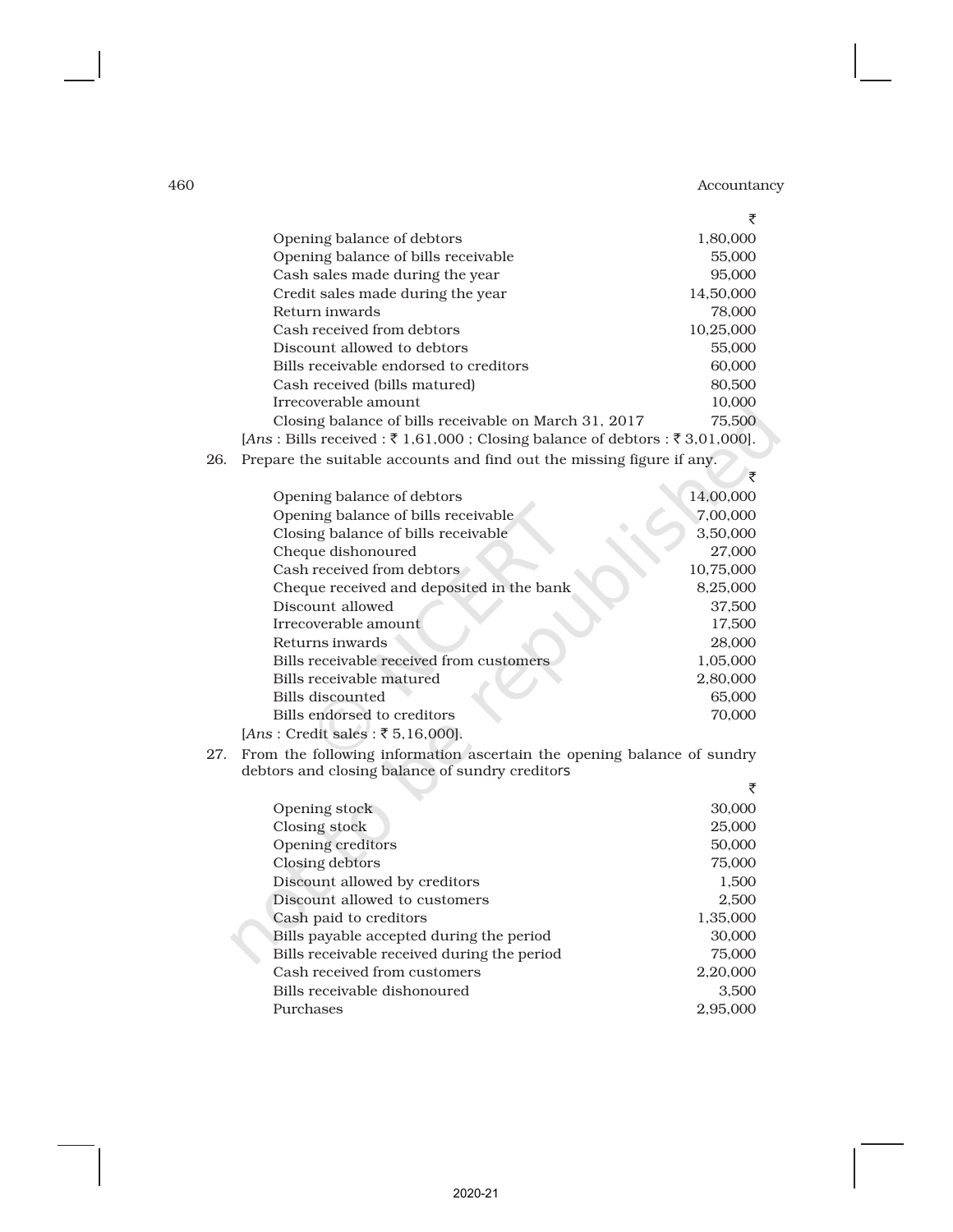| | ₹ |
|---|---|
| Opening balance of debtors | 1,80,000 |
| Opening balance of bills receivable | 55,000 |
| Cash sales made during the year | 95,000 |
| Credit sales made during the year | 14,50,000 |
| Return inwards | 78,000 |
| Cash received from debtors | 10,25,000 |
| Discount allowed to debtors | 55,000 |
| Bills receivable endorsed to creditors | 60,000 |
| Cash received (bills matured) | 80,500 |
| Irrecoverable amount | 10,000 |
| Closing balance of bills receivable on March 31, 2017 | 75,500 |

[*Ans* : Bills received : ₹ 1,61,000 ; Closing balance of debtors : ₹ 3,01,000].

26. Prepare the suitable accounts and find out the missing figure if any.

| | ₹ |
|---|---|
| Opening balance of debtors | 14,00,000 |
| Opening balance of bills receivable | 7,00,000 |
| Closing balance of bills receivable | 3,50,000 |
| Cheque dishonoured | 27,000 |
| Cash received from debtors | 10,75,000 |
| Cheque received and deposited in the bank | 8,25,000 |
| Discount allowed | 37,500 |
| Irrecoverable amount | 17,500 |
| Returns inwards | 28,000 |
| Bills receivable received from customers | 1,05,000 |
| Bills receivable matured | 2,80,000 |
| Bills discounted | 65,000 |
| Bills endorsed to creditors | 70,000 |

[*Ans* : Credit sales : ₹ 5,16,000].

27. From the following information ascertain the opening balance of sundry debtors and closing balance of sundry creditors

| | ₹ |
|---|---|
| Opening stock | 30,000 |
| Closing stock | 25,000 |
| Opening creditors | 50,000 |
| Closing debtors | 75,000 |
| Discount allowed by creditors | 1,500 |
| Discount allowed to customers | 2,500 |
| Cash paid to creditors | 1,35,000 |
| Bills payable accepted during the period | 30,000 |
| Bills receivable received during the period | 75,000 |
| Cash received from customers | 2,20,000 |
| Bills receivable dishonoured | 3,500 |
| Purchases | 2,95,000 |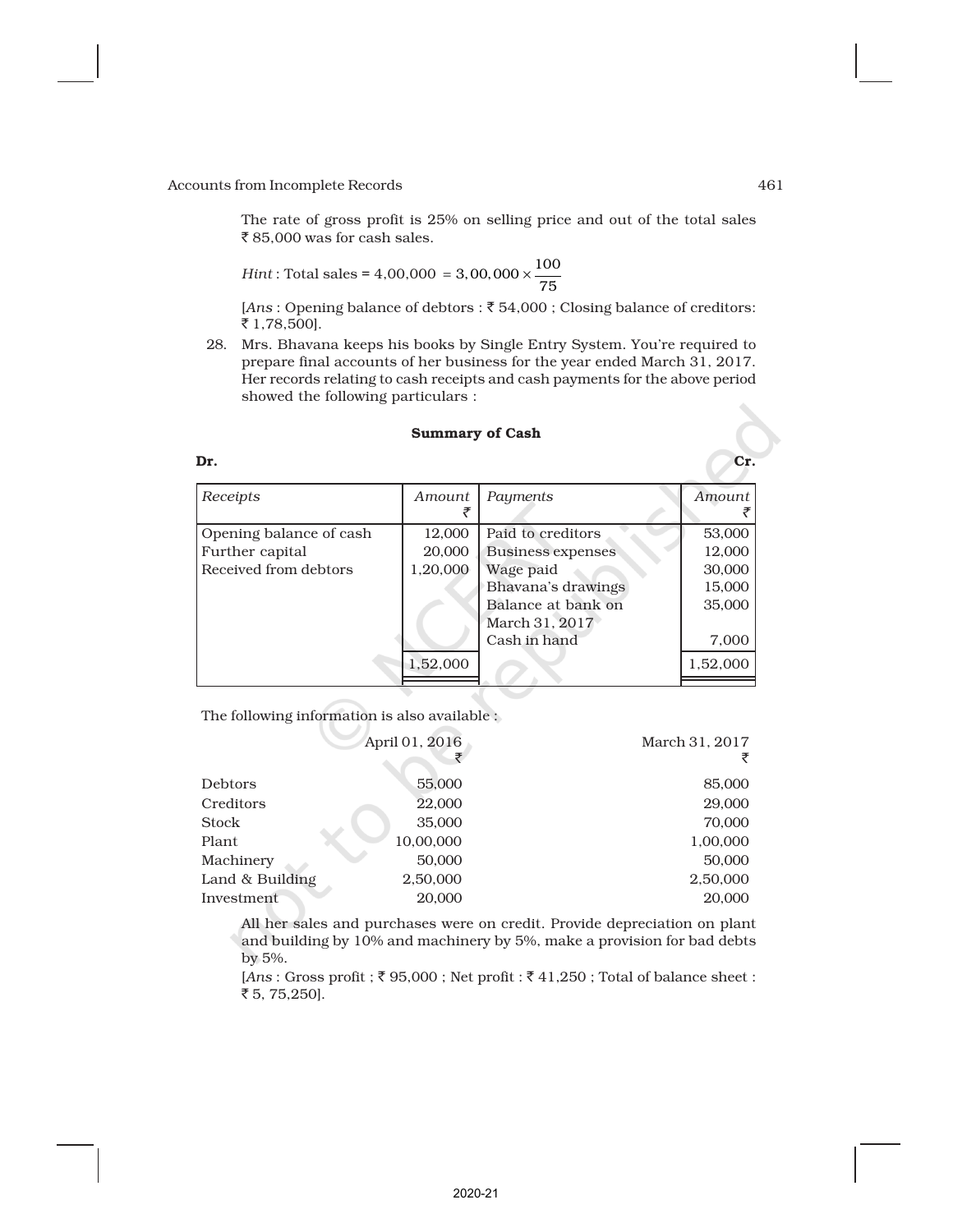The rate of gross profit is 25% on selling price and out of the total sales ₹ 85,000 was for cash sales.

*Hint* : Total sales = 4,00,000 $= 3,00,000 \times \frac{100}{75}$

[*Ans* : Opening balance of debtors : ₹ 54,000 ; Closing balance of creditors: ₹ 1,78,500].

28. Mrs. Bhavana keeps his books by Single Entry System. You're required to prepare final accounts of her business for the year ended March 31, 2017. Her records relating to cash receipts and cash payments for the above period showed the following particulars :

**Summary of Cash**

**Dr.** **Cr.**

| *Receipts* | *Amount* ₹ | *Payments* | *Amount* ₹ |
|---|---|---|---|
| Opening balance of cash | 12,000 | Paid to creditors | 53,000 |
| Further capital | 20,000 | Business expenses | 12,000 |
| Received from debtors | 1,20,000 | Wage paid | 30,000 |
| | | Bhavana's drawings | 15,000 |
| | | Balance at bank on March 31, 2017 | 35,000 |
| | | Cash in hand | 7,000 |
| | 1,52,000 | | 1,52,000 |

The following information is also available :

| | April 01, 2016 ₹ | March 31, 2017 ₹ |
|---|---|---|
| Debtors | 55,000 | 85,000 |
| Creditors | 22,000 | 29,000 |
| Stock | 35,000 | 70,000 |
| Plant | 10,00,000 | 1,00,000 |
| Machinery | 50,000 | 50,000 |
| Land & Building | 2,50,000 | 2,50,000 |
| Investment | 20,000 | 20,000 |

All her sales and purchases were on credit. Provide depreciation on plant and building by 10% and machinery by 5%, make a provision for bad debts by 5%.

[*Ans* : Gross profit ; ₹ 95,000 ; Net profit : ₹ 41,250 ; Total of balance sheet : ₹ 5, 75,250].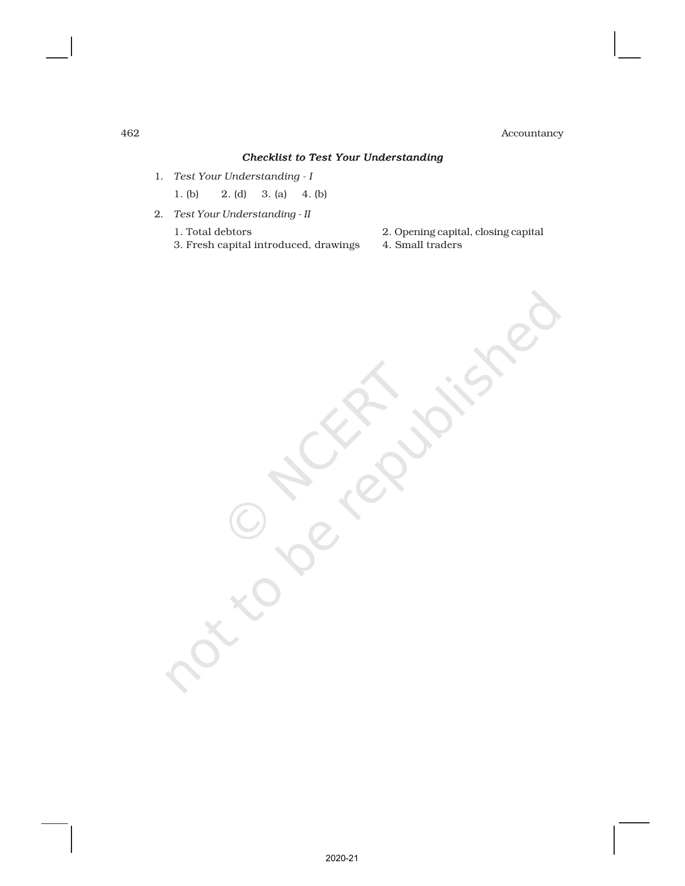### *Checklist to Test Your Understanding*

1. *Test Your Understanding - I*

   1. (b)  2. (d)  3. (a)  4. (b)

2. *Test Your Understanding - II*

   1. Total debtors
   2. Opening capital, closing capital
   3. Fresh capital introduced, drawings
   4. Small traders